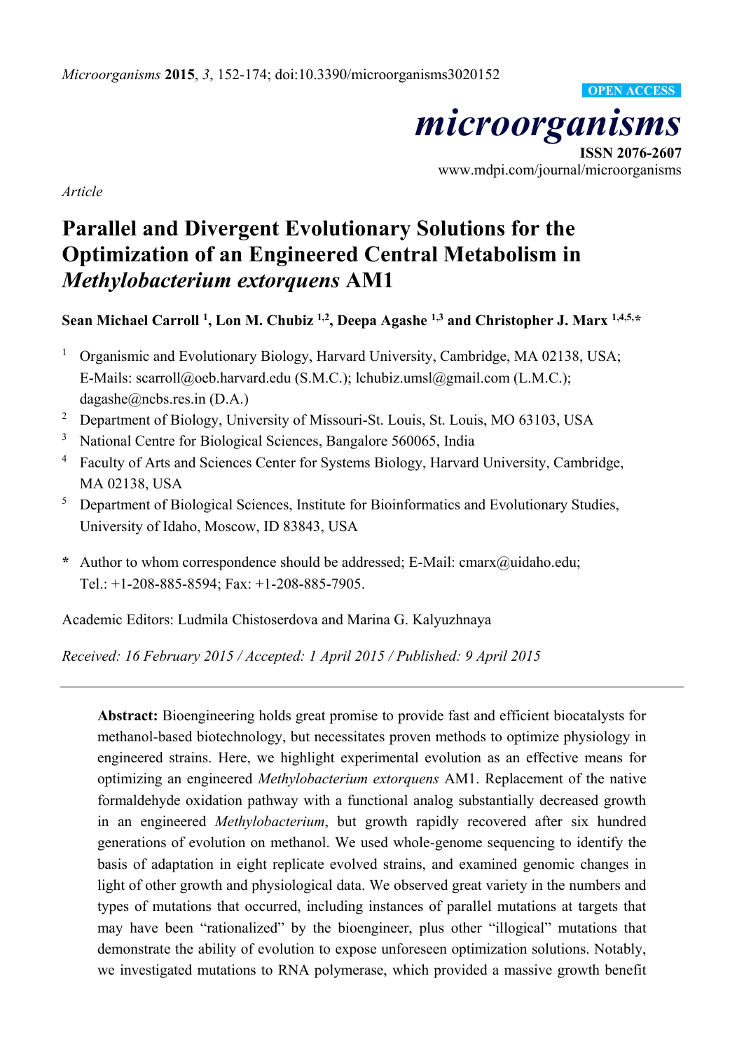*Microorganisms* **2015**, *3*, 152-174; doi:10.3390/microorganisms3020152

OPEN ACCESS

# *microorganisms*

**ISSN 2076-2607**
www.mdpi.com/journal/microorganisms

*Article*

# Parallel and Divergent Evolutionary Solutions for the Optimization of an Engineered Central Metabolism in *Methylobacterium extorquens* AM1

**Sean Michael Carroll [1], Lon M. Chubiz [1,2], Deepa Agashe [1,3] and Christopher J. Marx [1,4,5,*]**

[1] Organismic and Evolutionary Biology, Harvard University, Cambridge, MA 02138, USA; E-Mails: scarroll@oeb.harvard.edu (S.M.C.); lchubiz.umsl@gmail.com (L.M.C.); dagashe@ncbs.res.in (D.A.)

[2] Department of Biology, University of Missouri-St. Louis, St. Louis, MO 63103, USA

[3] National Centre for Biological Sciences, Bangalore 560065, India

[4] Faculty of Arts and Sciences Center for Systems Biology, Harvard University, Cambridge, MA 02138, USA

[5] Department of Biological Sciences, Institute for Bioinformatics and Evolutionary Studies, University of Idaho, Moscow, ID 83843, USA

**\*** Author to whom correspondence should be addressed; E-Mail: cmarx@uidaho.edu; Tel.: +1-208-885-8594; Fax: +1-208-885-7905.

Academic Editors: Ludmila Chistoserdova and Marina G. Kalyuzhnaya

*Received: 16 February 2015 / Accepted: 1 April 2015 / Published: 9 April 2015*

---

**Abstract:** Bioengineering holds great promise to provide fast and efficient biocatalysts for methanol-based biotechnology, but necessitates proven methods to optimize physiology in engineered strains. Here, we highlight experimental evolution as an effective means for optimizing an engineered *Methylobacterium extorquens* AM1. Replacement of the native formaldehyde oxidation pathway with a functional analog substantially decreased growth in an engineered *Methylobacterium*, but growth rapidly recovered after six hundred generations of evolution on methanol. We used whole-genome sequencing to identify the basis of adaptation in eight replicate evolved strains, and examined genomic changes in light of other growth and physiological data. We observed great variety in the numbers and types of mutations that occurred, including instances of parallel mutations at targets that may have been "rationalized" by the bioengineer, plus other "illogical" mutations that demonstrate the ability of evolution to expose unforeseen optimization solutions. Notably, we investigated mutations to RNA polymerase, which provided a massive growth benefit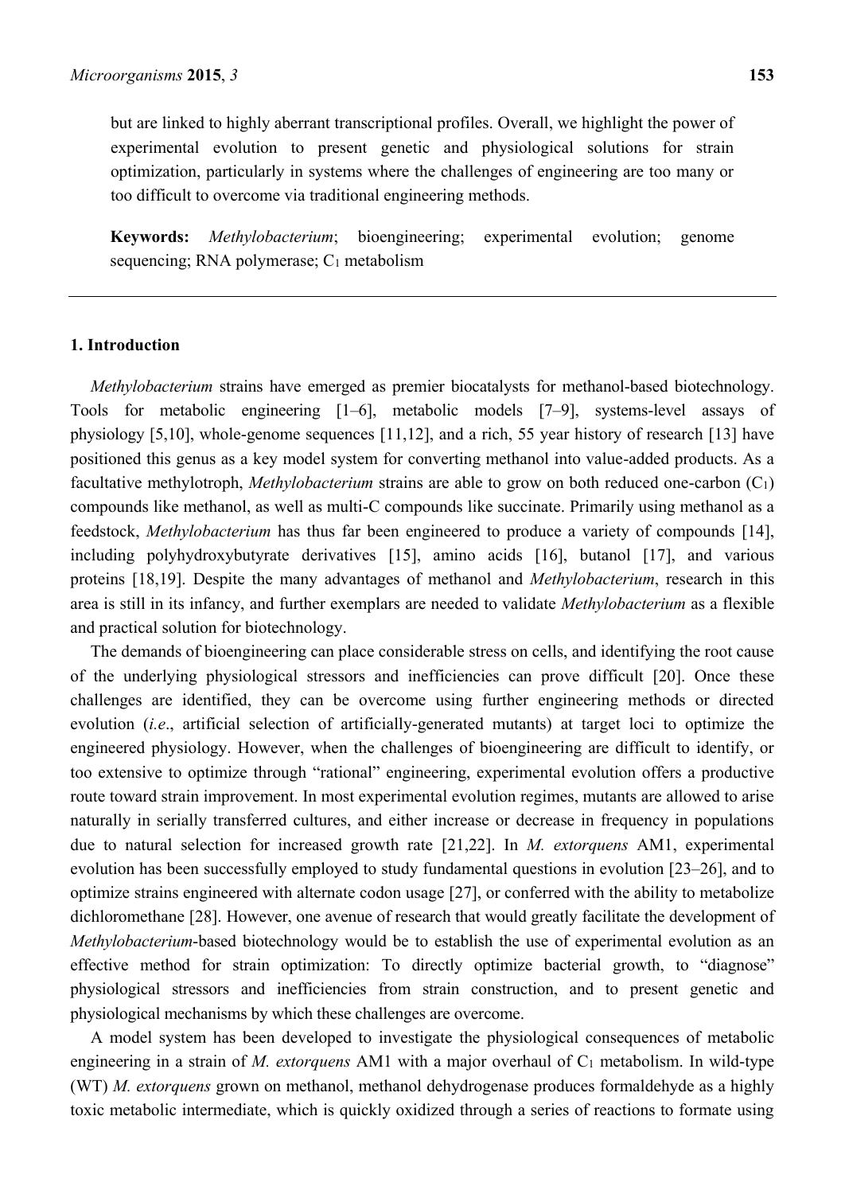but are linked to highly aberrant transcriptional profiles. Overall, we highlight the power of experimental evolution to present genetic and physiological solutions for strain optimization, particularly in systems where the challenges of engineering are too many or too difficult to overcome via traditional engineering methods.

**Keywords:** *Methylobacterium*; bioengineering; experimental evolution; genome sequencing; RNA polymerase; $C_1$ metabolism

## 1. Introduction

*Methylobacterium* strains have emerged as premier biocatalysts for methanol-based biotechnology. Tools for metabolic engineering [1–6], metabolic models [7–9], systems-level assays of physiology [5,10], whole-genome sequences [11,12], and a rich, 55 year history of research [13] have positioned this genus as a key model system for converting methanol into value-added products. As a facultative methylotroph, *Methylobacterium* strains are able to grow on both reduced one-carbon ($C_1$) compounds like methanol, as well as multi-C compounds like succinate. Primarily using methanol as a feedstock, *Methylobacterium* has thus far been engineered to produce a variety of compounds [14], including polyhydroxybutyrate derivatives [15], amino acids [16], butanol [17], and various proteins [18,19]. Despite the many advantages of methanol and *Methylobacterium*, research in this area is still in its infancy, and further exemplars are needed to validate *Methylobacterium* as a flexible and practical solution for biotechnology.

The demands of bioengineering can place considerable stress on cells, and identifying the root cause of the underlying physiological stressors and inefficiencies can prove difficult [20]. Once these challenges are identified, they can be overcome using further engineering methods or directed evolution (*i.e.*, artificial selection of artificially-generated mutants) at target loci to optimize the engineered physiology. However, when the challenges of bioengineering are difficult to identify, or too extensive to optimize through "rational" engineering, experimental evolution offers a productive route toward strain improvement. In most experimental evolution regimes, mutants are allowed to arise naturally in serially transferred cultures, and either increase or decrease in frequency in populations due to natural selection for increased growth rate [21,22]. In *M. extorquens* AM1, experimental evolution has been successfully employed to study fundamental questions in evolution [23–26], and to optimize strains engineered with alternate codon usage [27], or conferred with the ability to metabolize dichloromethane [28]. However, one avenue of research that would greatly facilitate the development of *Methylobacterium*-based biotechnology would be to establish the use of experimental evolution as an effective method for strain optimization: To directly optimize bacterial growth, to "diagnose" physiological stressors and inefficiencies from strain construction, and to present genetic and physiological mechanisms by which these challenges are overcome.

A model system has been developed to investigate the physiological consequences of metabolic engineering in a strain of *M. extorquens* AM1 with a major overhaul of $C_1$ metabolism. In wild-type (WT) *M. extorquens* grown on methanol, methanol dehydrogenase produces formaldehyde as a highly toxic metabolic intermediate, which is quickly oxidized through a series of reactions to formate using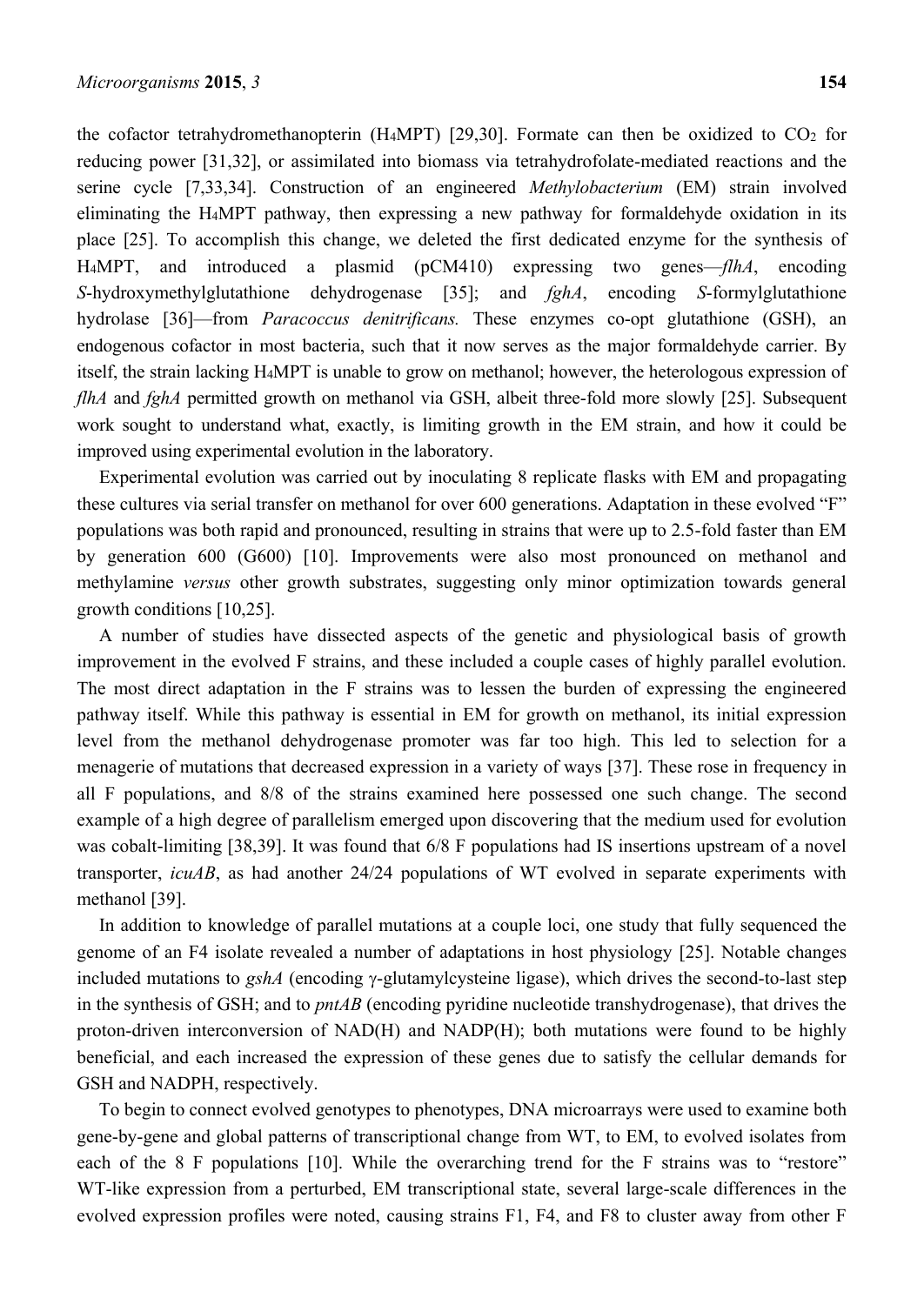the cofactor tetrahydromethanopterin ($H_4MPT$) [29,30]. Formate can then be oxidized to $CO_2$ for reducing power [31,32], or assimilated into biomass via tetrahydrofolate-mediated reactions and the serine cycle [7,33,34]. Construction of an engineered *Methylobacterium* (EM) strain involved eliminating the $H_4MPT$ pathway, then expressing a new pathway for formaldehyde oxidation in its place [25]. To accomplish this change, we deleted the first dedicated enzyme for the synthesis of $H_4MPT$, and introduced a plasmid (pCM410) expressing two genes—*flhA*, encoding *S*-hydroxymethylglutathione dehydrogenase [35]; and *fghA*, encoding *S*-formylglutathione hydrolase [36]—from *Paracoccus denitrificans.* These enzymes co-opt glutathione (GSH), an endogenous cofactor in most bacteria, such that it now serves as the major formaldehyde carrier. By itself, the strain lacking $H_4MPT$ is unable to grow on methanol; however, the heterologous expression of *flhA* and *fghA* permitted growth on methanol via GSH, albeit three-fold more slowly [25]. Subsequent work sought to understand what, exactly, is limiting growth in the EM strain, and how it could be improved using experimental evolution in the laboratory.

Experimental evolution was carried out by inoculating 8 replicate flasks with EM and propagating these cultures via serial transfer on methanol for over 600 generations. Adaptation in these evolved "F" populations was both rapid and pronounced, resulting in strains that were up to 2.5-fold faster than EM by generation 600 (G600) [10]. Improvements were also most pronounced on methanol and methylamine *versus* other growth substrates, suggesting only minor optimization towards general growth conditions [10,25].

A number of studies have dissected aspects of the genetic and physiological basis of growth improvement in the evolved F strains, and these included a couple cases of highly parallel evolution. The most direct adaptation in the F strains was to lessen the burden of expressing the engineered pathway itself. While this pathway is essential in EM for growth on methanol, its initial expression level from the methanol dehydrogenase promoter was far too high. This led to selection for a menagerie of mutations that decreased expression in a variety of ways [37]. These rose in frequency in all F populations, and 8/8 of the strains examined here possessed one such change. The second example of a high degree of parallelism emerged upon discovering that the medium used for evolution was cobalt-limiting [38,39]. It was found that 6/8 F populations had IS insertions upstream of a novel transporter, *icuAB*, as had another 24/24 populations of WT evolved in separate experiments with methanol [39].

In addition to knowledge of parallel mutations at a couple loci, one study that fully sequenced the genome of an F4 isolate revealed a number of adaptations in host physiology [25]. Notable changes included mutations to *gshA* (encoding γ-glutamylcysteine ligase), which drives the second-to-last step in the synthesis of GSH; and to *pntAB* (encoding pyridine nucleotide transhydrogenase), that drives the proton-driven interconversion of NAD(H) and NADP(H); both mutations were found to be highly beneficial, and each increased the expression of these genes due to satisfy the cellular demands for GSH and NADPH, respectively.

To begin to connect evolved genotypes to phenotypes, DNA microarrays were used to examine both gene-by-gene and global patterns of transcriptional change from WT, to EM, to evolved isolates from each of the 8 F populations [10]. While the overarching trend for the F strains was to "restore" WT-like expression from a perturbed, EM transcriptional state, several large-scale differences in the evolved expression profiles were noted, causing strains F1, F4, and F8 to cluster away from other F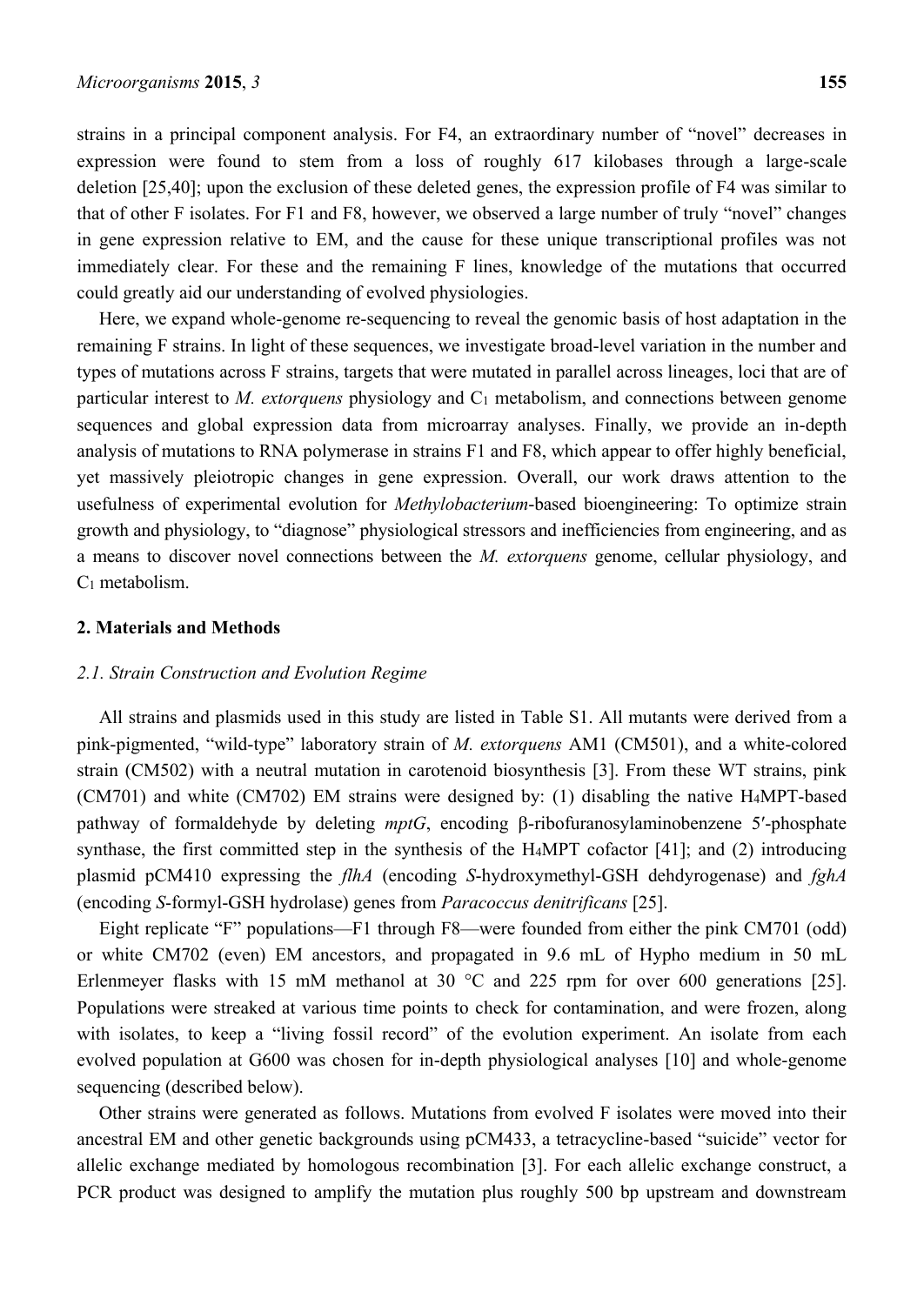strains in a principal component analysis. For F4, an extraordinary number of "novel" decreases in expression were found to stem from a loss of roughly 617 kilobases through a large-scale deletion [25,40]; upon the exclusion of these deleted genes, the expression profile of F4 was similar to that of other F isolates. For F1 and F8, however, we observed a large number of truly "novel" changes in gene expression relative to EM, and the cause for these unique transcriptional profiles was not immediately clear. For these and the remaining F lines, knowledge of the mutations that occurred could greatly aid our understanding of evolved physiologies.

Here, we expand whole-genome re-sequencing to reveal the genomic basis of host adaptation in the remaining F strains. In light of these sequences, we investigate broad-level variation in the number and types of mutations across F strains, targets that were mutated in parallel across lineages, loci that are of particular interest to *M. extorquens* physiology and $C_1$ metabolism, and connections between genome sequences and global expression data from microarray analyses. Finally, we provide an in-depth analysis of mutations to RNA polymerase in strains F1 and F8, which appear to offer highly beneficial, yet massively pleiotropic changes in gene expression. Overall, our work draws attention to the usefulness of experimental evolution for *Methylobacterium*-based bioengineering: To optimize strain growth and physiology, to "diagnose" physiological stressors and inefficiencies from engineering, and as a means to discover novel connections between the *M. extorquens* genome, cellular physiology, and $C_1$ metabolism.

## 2. Materials and Methods

### 2.1. Strain Construction and Evolution Regime

All strains and plasmids used in this study are listed in Table S1. All mutants were derived from a pink-pigmented, "wild-type" laboratory strain of *M. extorquens* AM1 (CM501), and a white-colored strain (CM502) with a neutral mutation in carotenoid biosynthesis [3]. From these WT strains, pink (CM701) and white (CM702) EM strains were designed by: (1) disabling the native $H_4MPT$-based pathway of formaldehyde by deleting *mptG*, encoding β-ribofuranosylaminobenzene 5′-phosphate synthase, the first committed step in the synthesis of the $H_4MPT$ cofactor [41]; and (2) introducing plasmid pCM410 expressing the *flhA* (encoding *S*-hydroxymethyl-GSH dehdyrogenase) and *fghA* (encoding *S*-formyl-GSH hydrolase) genes from *Paracoccus denitrificans* [25].

Eight replicate "F" populations—F1 through F8—were founded from either the pink CM701 (odd) or white CM702 (even) EM ancestors, and propagated in 9.6 mL of Hypho medium in 50 mL Erlenmeyer flasks with 15 mM methanol at 30 °C and 225 rpm for over 600 generations [25]. Populations were streaked at various time points to check for contamination, and were frozen, along with isolates, to keep a "living fossil record" of the evolution experiment. An isolate from each evolved population at G600 was chosen for in-depth physiological analyses [10] and whole-genome sequencing (described below).

Other strains were generated as follows. Mutations from evolved F isolates were moved into their ancestral EM and other genetic backgrounds using pCM433, a tetracycline-based "suicide" vector for allelic exchange mediated by homologous recombination [3]. For each allelic exchange construct, a PCR product was designed to amplify the mutation plus roughly 500 bp upstream and downstream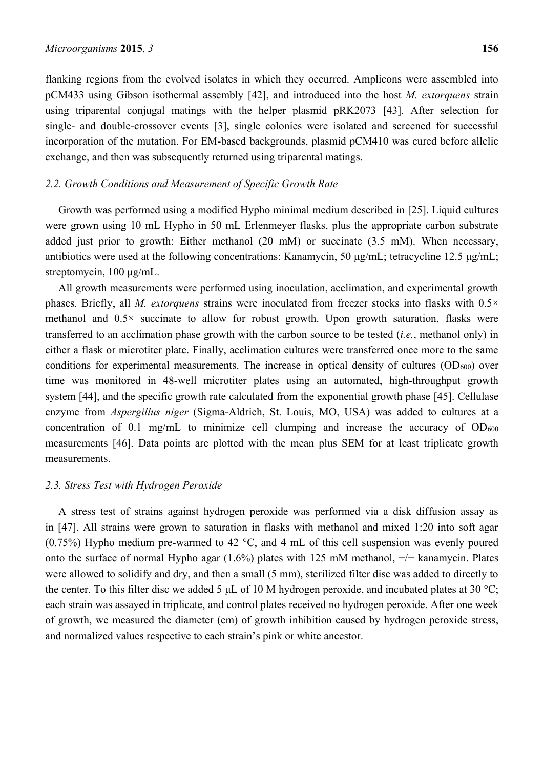flanking regions from the evolved isolates in which they occurred. Amplicons were assembled into pCM433 using Gibson isothermal assembly [42], and introduced into the host *M. extorquens* strain using triparental conjugal matings with the helper plasmid pRK2073 [43]. After selection for single- and double-crossover events [3], single colonies were isolated and screened for successful incorporation of the mutation. For EM-based backgrounds, plasmid pCM410 was cured before allelic exchange, and then was subsequently returned using triparental matings.

### *2.2. Growth Conditions and Measurement of Specific Growth Rate*

Growth was performed using a modified Hypho minimal medium described in [25]. Liquid cultures were grown using 10 mL Hypho in 50 mL Erlenmeyer flasks, plus the appropriate carbon substrate added just prior to growth: Either methanol (20 mM) or succinate (3.5 mM). When necessary, antibiotics were used at the following concentrations: Kanamycin, 50 μg/mL; tetracycline 12.5 μg/mL; streptomycin, 100 μg/mL.

All growth measurements were performed using inoculation, acclimation, and experimental growth phases. Briefly, all *M. extorquens* strains were inoculated from freezer stocks into flasks with 0.5× methanol and 0.5× succinate to allow for robust growth. Upon growth saturation, flasks were transferred to an acclimation phase growth with the carbon source to be tested (*i.e.*, methanol only) in either a flask or microtiter plate. Finally, acclimation cultures were transferred once more to the same conditions for experimental measurements. The increase in optical density of cultures ($OD_{600}$) over time was monitored in 48-well microtiter plates using an automated, high-throughput growth system [44], and the specific growth rate calculated from the exponential growth phase [45]. Cellulase enzyme from *Aspergillus niger* (Sigma-Aldrich, St. Louis, MO, USA) was added to cultures at a concentration of 0.1 mg/mL to minimize cell clumping and increase the accuracy of $OD_{600}$ measurements [46]. Data points are plotted with the mean plus SEM for at least triplicate growth measurements.

### *2.3. Stress Test with Hydrogen Peroxide*

A stress test of strains against hydrogen peroxide was performed via a disk diffusion assay as in [47]. All strains were grown to saturation in flasks with methanol and mixed 1:20 into soft agar (0.75%) Hypho medium pre-warmed to 42 °C, and 4 mL of this cell suspension was evenly poured onto the surface of normal Hypho agar (1.6%) plates with 125 mM methanol, +/− kanamycin. Plates were allowed to solidify and dry, and then a small (5 mm), sterilized filter disc was added to directly to the center. To this filter disc we added 5 μL of 10 M hydrogen peroxide, and incubated plates at 30 °C; each strain was assayed in triplicate, and control plates received no hydrogen peroxide. After one week of growth, we measured the diameter (cm) of growth inhibition caused by hydrogen peroxide stress, and normalized values respective to each strain's pink or white ancestor.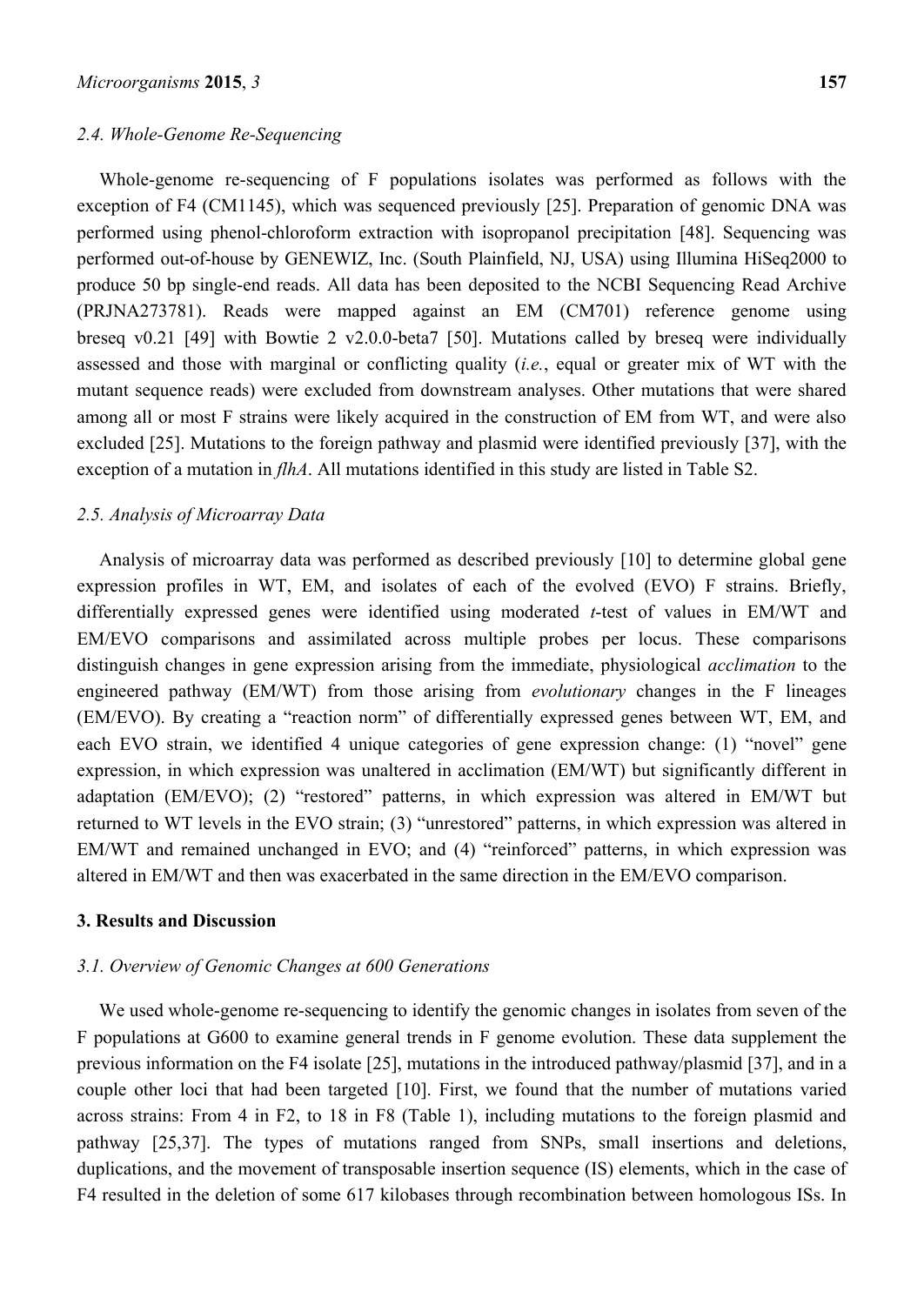### 2.4. Whole-Genome Re-Sequencing

Whole-genome re-sequencing of F populations isolates was performed as follows with the exception of F4 (CM1145), which was sequenced previously [25]. Preparation of genomic DNA was performed using phenol-chloroform extraction with isopropanol precipitation [48]. Sequencing was performed out-of-house by GENEWIZ, Inc. (South Plainfield, NJ, USA) using Illumina HiSeq2000 to produce 50 bp single-end reads. All data has been deposited to the NCBI Sequencing Read Archive (PRJNA273781). Reads were mapped against an EM (CM701) reference genome using breseq v0.21 [49] with Bowtie 2 v2.0.0-beta7 [50]. Mutations called by breseq were individually assessed and those with marginal or conflicting quality (*i.e.*, equal or greater mix of WT with the mutant sequence reads) were excluded from downstream analyses. Other mutations that were shared among all or most F strains were likely acquired in the construction of EM from WT, and were also excluded [25]. Mutations to the foreign pathway and plasmid were identified previously [37], with the exception of a mutation in *flhA*. All mutations identified in this study are listed in Table S2.

### 2.5. Analysis of Microarray Data

Analysis of microarray data was performed as described previously [10] to determine global gene expression profiles in WT, EM, and isolates of each of the evolved (EVO) F strains. Briefly, differentially expressed genes were identified using moderated *t*-test of values in EM/WT and EM/EVO comparisons and assimilated across multiple probes per locus. These comparisons distinguish changes in gene expression arising from the immediate, physiological *acclimation* to the engineered pathway (EM/WT) from those arising from *evolutionary* changes in the F lineages (EM/EVO). By creating a "reaction norm" of differentially expressed genes between WT, EM, and each EVO strain, we identified 4 unique categories of gene expression change: (1) "novel" gene expression, in which expression was unaltered in acclimation (EM/WT) but significantly different in adaptation (EM/EVO); (2) "restored" patterns, in which expression was altered in EM/WT but returned to WT levels in the EVO strain; (3) "unrestored" patterns, in which expression was altered in EM/WT and remained unchanged in EVO; and (4) "reinforced" patterns, in which expression was altered in EM/WT and then was exacerbated in the same direction in the EM/EVO comparison.

## 3. Results and Discussion

### 3.1. Overview of Genomic Changes at 600 Generations

We used whole-genome re-sequencing to identify the genomic changes in isolates from seven of the F populations at G600 to examine general trends in F genome evolution. These data supplement the previous information on the F4 isolate [25], mutations in the introduced pathway/plasmid [37], and in a couple other loci that had been targeted [10]. First, we found that the number of mutations varied across strains: From 4 in F2, to 18 in F8 (Table 1), including mutations to the foreign plasmid and pathway [25,37]. The types of mutations ranged from SNPs, small insertions and deletions, duplications, and the movement of transposable insertion sequence (IS) elements, which in the case of F4 resulted in the deletion of some 617 kilobases through recombination between homologous ISs. In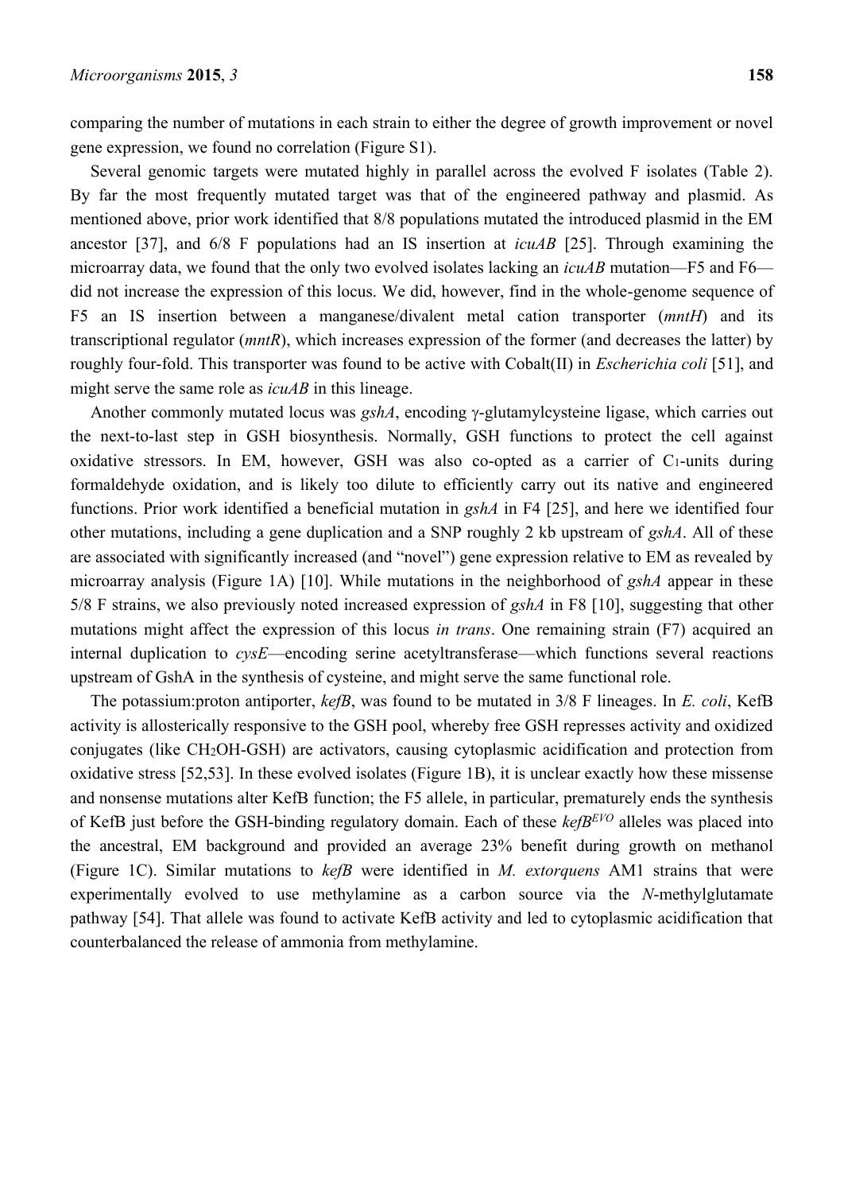comparing the number of mutations in each strain to either the degree of growth improvement or novel gene expression, we found no correlation (Figure S1).

Several genomic targets were mutated highly in parallel across the evolved F isolates (Table 2). By far the most frequently mutated target was that of the engineered pathway and plasmid. As mentioned above, prior work identified that 8/8 populations mutated the introduced plasmid in the EM ancestor [37], and 6/8 F populations had an IS insertion at *icuAB* [25]. Through examining the microarray data, we found that the only two evolved isolates lacking an *icuAB* mutation—F5 and F6—did not increase the expression of this locus. We did, however, find in the whole-genome sequence of F5 an IS insertion between a manganese/divalent metal cation transporter (*mntH*) and its transcriptional regulator (*mntR*), which increases expression of the former (and decreases the latter) by roughly four-fold. This transporter was found to be active with Cobalt(II) in *Escherichia coli* [51], and might serve the same role as *icuAB* in this lineage.

Another commonly mutated locus was *gshA*, encoding γ-glutamylcysteine ligase, which carries out the next-to-last step in GSH biosynthesis. Normally, GSH functions to protect the cell against oxidative stressors. In EM, however, GSH was also co-opted as a carrier of $C_1$-units during formaldehyde oxidation, and is likely too dilute to efficiently carry out its native and engineered functions. Prior work identified a beneficial mutation in *gshA* in F4 [25], and here we identified four other mutations, including a gene duplication and a SNP roughly 2 kb upstream of *gshA*. All of these are associated with significantly increased (and "novel") gene expression relative to EM as revealed by microarray analysis (Figure 1A) [10]. While mutations in the neighborhood of *gshA* appear in these 5/8 F strains, we also previously noted increased expression of *gshA* in F8 [10], suggesting that other mutations might affect the expression of this locus *in trans*. One remaining strain (F7) acquired an internal duplication to *cysE*—encoding serine acetyltransferase—which functions several reactions upstream of GshA in the synthesis of cysteine, and might serve the same functional role.

The potassium:proton antiporter, *kefB*, was found to be mutated in 3/8 F lineages. In *E. coli*, KefB activity is allosterically responsive to the GSH pool, whereby free GSH represses activity and oxidized conjugates (like $CH_2OH$-GSH) are activators, causing cytoplasmic acidification and protection from oxidative stress [52,53]. In these evolved isolates (Figure 1B), it is unclear exactly how these missense and nonsense mutations alter KefB function; the F5 allele, in particular, prematurely ends the synthesis of KefB just before the GSH-binding regulatory domain. Each of these *kefB*$^{EVO}$ alleles was placed into the ancestral, EM background and provided an average 23% benefit during growth on methanol (Figure 1C). Similar mutations to *kefB* were identified in *M. extorquens* AM1 strains that were experimentally evolved to use methylamine as a carbon source via the *N*-methylglutamate pathway [54]. That allele was found to activate KefB activity and led to cytoplasmic acidification that counterbalanced the release of ammonia from methylamine.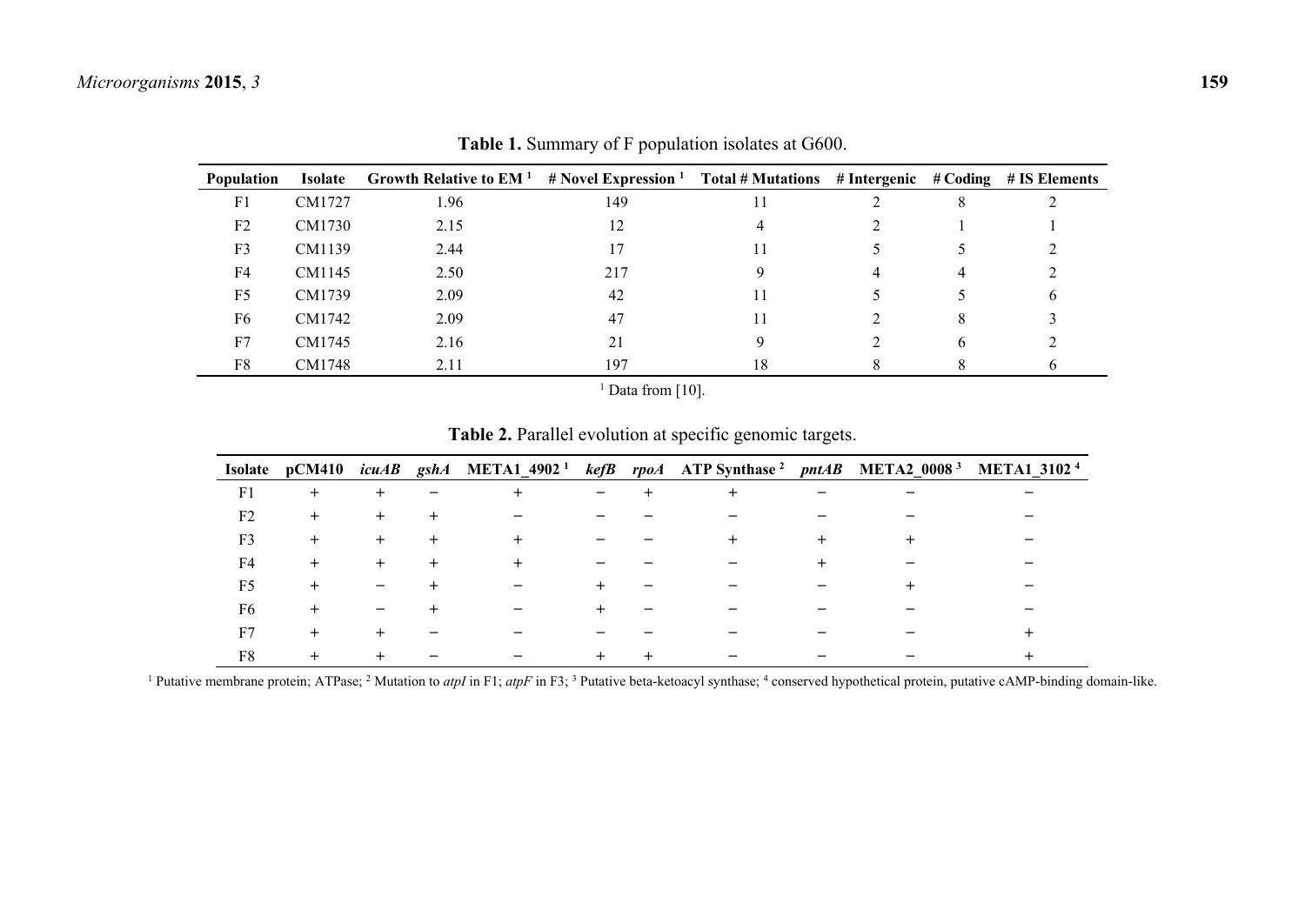**Table 1.** Summary of F population isolates at G600.

| Population | Isolate | Growth Relative to EM [1] | # Novel Expression [1] | Total # Mutations | # Intergenic | # Coding | # IS Elements |
|---|---|---|---|---|---|---|---|
| F1 | CM1727 | 1.96 | 149 | 11 | 2 | 8 | 2 |
| F2 | CM1730 | 2.15 | 12 | 4 | 2 | 1 | 1 |
| F3 | CM1139 | 2.44 | 17 | 11 | 5 | 5 | 2 |
| F4 | CM1145 | 2.50 | 217 | 9 | 4 | 4 | 2 |
| F5 | CM1739 | 2.09 | 42 | 11 | 5 | 5 | 6 |
| F6 | CM1742 | 2.09 | 47 | 11 | 2 | 8 | 3 |
| F7 | CM1745 | 2.16 | 21 | 9 | 2 | 6 | 2 |
| F8 | CM1748 | 2.11 | 197 | 18 | 8 | 8 | 6 |

[1] Data from [10].

**Table 2.** Parallel evolution at specific genomic targets.

| Isolate | pCM410 | *icuAB* | *gshA* | META1_4902 [1] | *kefB* | *rpoA* | ATP Synthase [2] | *pntAB* | META2_0008 [3] | META1_3102 [4] |
|---|---|---|---|---|---|---|---|---|---|---|
| F1 | + | + | − | + | − | + | + | − | − | − |
| F2 | + | + | + | − | − | − | − | − | − | − |
| F3 | + | + | + | + | − | − | + | + | + | − |
| F4 | + | + | + | + | − | − | − | + | − | − |
| F5 | + | − | + | − | + | − | − | − | + | − |
| F6 | + | − | + | − | + | − | − | − | − | − |
| F7 | + | + | − | − | − | − | − | − | − | + |
| F8 | + | + | − | − | + | + | − | − | − | + |

[1] Putative membrane protein; ATPase; [2] Mutation to *atpI* in F1; *atpF* in F3; [3] Putative beta-ketoacyl synthase; [4] conserved hypothetical protein, putative cAMP-binding domain-like.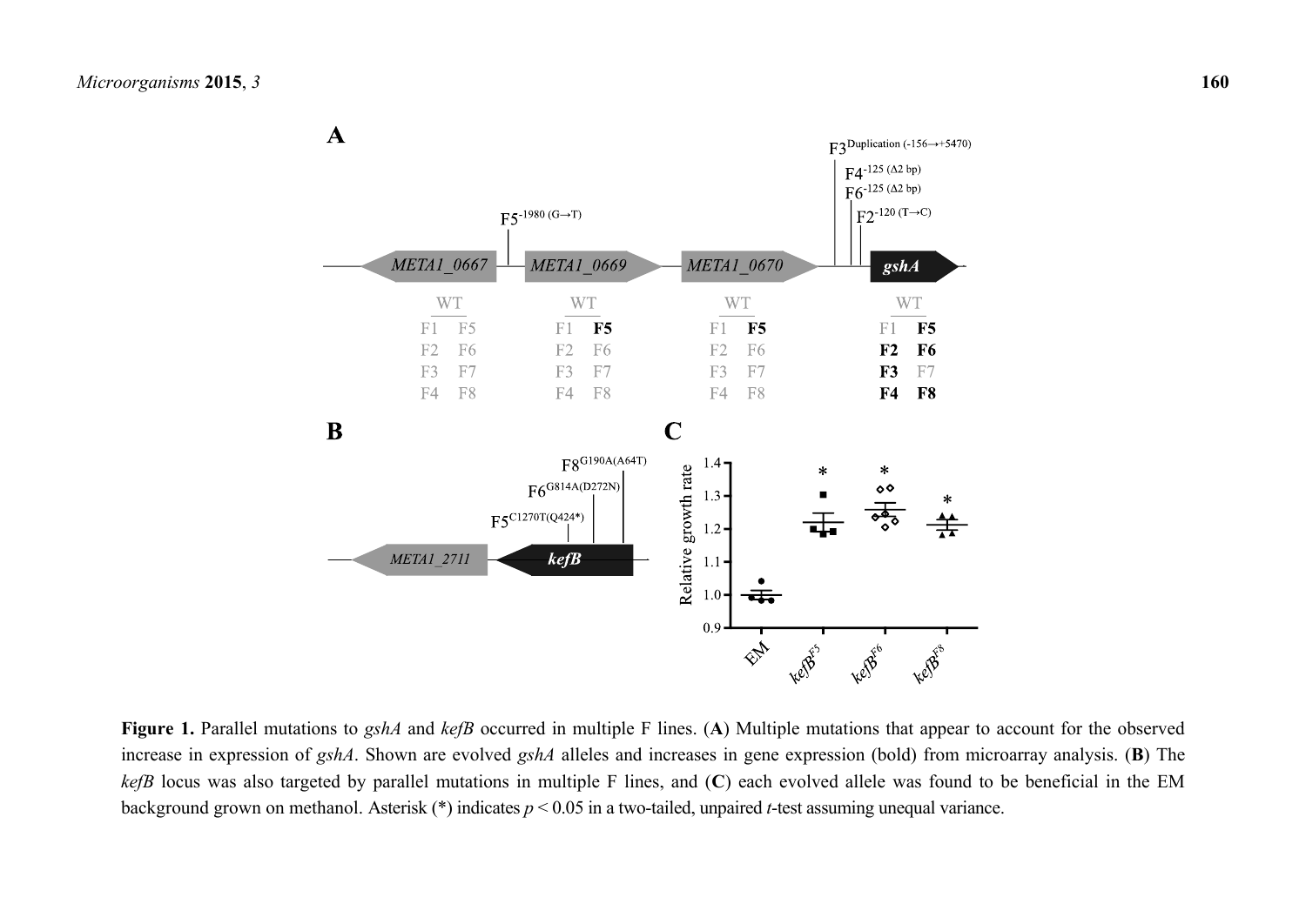**Figure 1.** Parallel mutations to *gshA* and *kefB* occurred in multiple F lines. (**A**) Multiple mutations that appear to account for the observed increase in expression of *gshA*. Shown are evolved *gshA* alleles and increases in gene expression (bold) from microarray analysis. (**B**) The *kefB* locus was also targeted by parallel mutations in multiple F lines, and (**C**) each evolved allele was found to be beneficial in the EM background grown on methanol. Asterisk (*) indicates $p < 0.05$ in a two-tailed, unpaired $t$-test assuming unequal variance.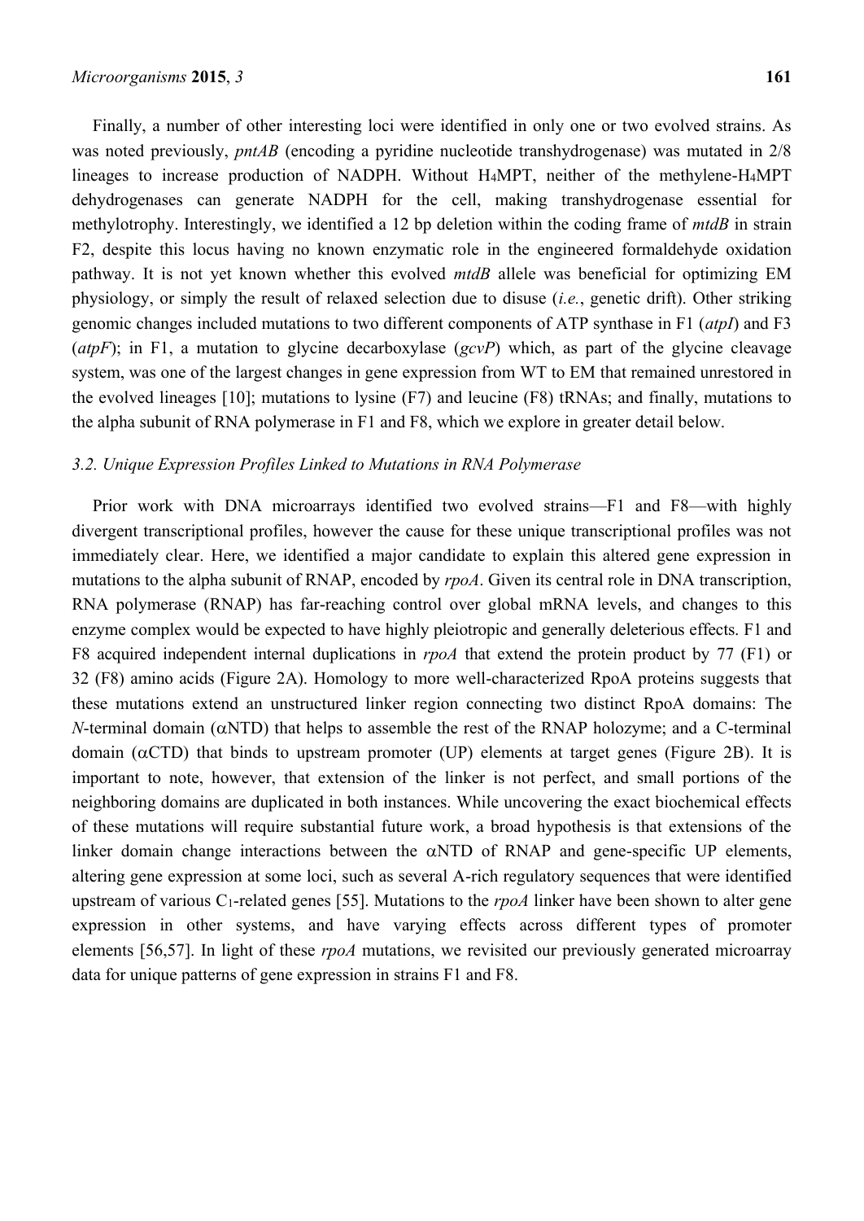Finally, a number of other interesting loci were identified in only one or two evolved strains. As was noted previously, *pntAB* (encoding a pyridine nucleotide transhydrogenase) was mutated in 2/8 lineages to increase production of NADPH. Without $H_4$MPT, neither of the methylene-$H_4$MPT dehydrogenases can generate NADPH for the cell, making transhydrogenase essential for methylotrophy. Interestingly, we identified a 12 bp deletion within the coding frame of *mtdB* in strain F2, despite this locus having no known enzymatic role in the engineered formaldehyde oxidation pathway. It is not yet known whether this evolved *mtdB* allele was beneficial for optimizing EM physiology, or simply the result of relaxed selection due to disuse (*i.e.*, genetic drift). Other striking genomic changes included mutations to two different components of ATP synthase in F1 (*atpI*) and F3 (*atpF*); in F1, a mutation to glycine decarboxylase (*gcvP*) which, as part of the glycine cleavage system, was one of the largest changes in gene expression from WT to EM that remained unrestored in the evolved lineages [10]; mutations to lysine (F7) and leucine (F8) tRNAs; and finally, mutations to the alpha subunit of RNA polymerase in F1 and F8, which we explore in greater detail below.

### *3.2. Unique Expression Profiles Linked to Mutations in RNA Polymerase*

Prior work with DNA microarrays identified two evolved strains—F1 and F8—with highly divergent transcriptional profiles, however the cause for these unique transcriptional profiles was not immediately clear. Here, we identified a major candidate to explain this altered gene expression in mutations to the alpha subunit of RNAP, encoded by *rpoA*. Given its central role in DNA transcription, RNA polymerase (RNAP) has far-reaching control over global mRNA levels, and changes to this enzyme complex would be expected to have highly pleiotropic and generally deleterious effects. F1 and F8 acquired independent internal duplications in *rpoA* that extend the protein product by 77 (F1) or 32 (F8) amino acids (Figure 2A). Homology to more well-characterized RpoA proteins suggests that these mutations extend an unstructured linker region connecting two distinct RpoA domains: The *N*-terminal domain (αNTD) that helps to assemble the rest of the RNAP holozyme; and a C-terminal domain (αCTD) that binds to upstream promoter (UP) elements at target genes (Figure 2B). It is important to note, however, that extension of the linker is not perfect, and small portions of the neighboring domains are duplicated in both instances. While uncovering the exact biochemical effects of these mutations will require substantial future work, a broad hypothesis is that extensions of the linker domain change interactions between the αNTD of RNAP and gene-specific UP elements, altering gene expression at some loci, such as several A-rich regulatory sequences that were identified upstream of various $C_1$-related genes [55]. Mutations to the *rpoA* linker have been shown to alter gene expression in other systems, and have varying effects across different types of promoter elements [56,57]. In light of these *rpoA* mutations, we revisited our previously generated microarray data for unique patterns of gene expression in strains F1 and F8.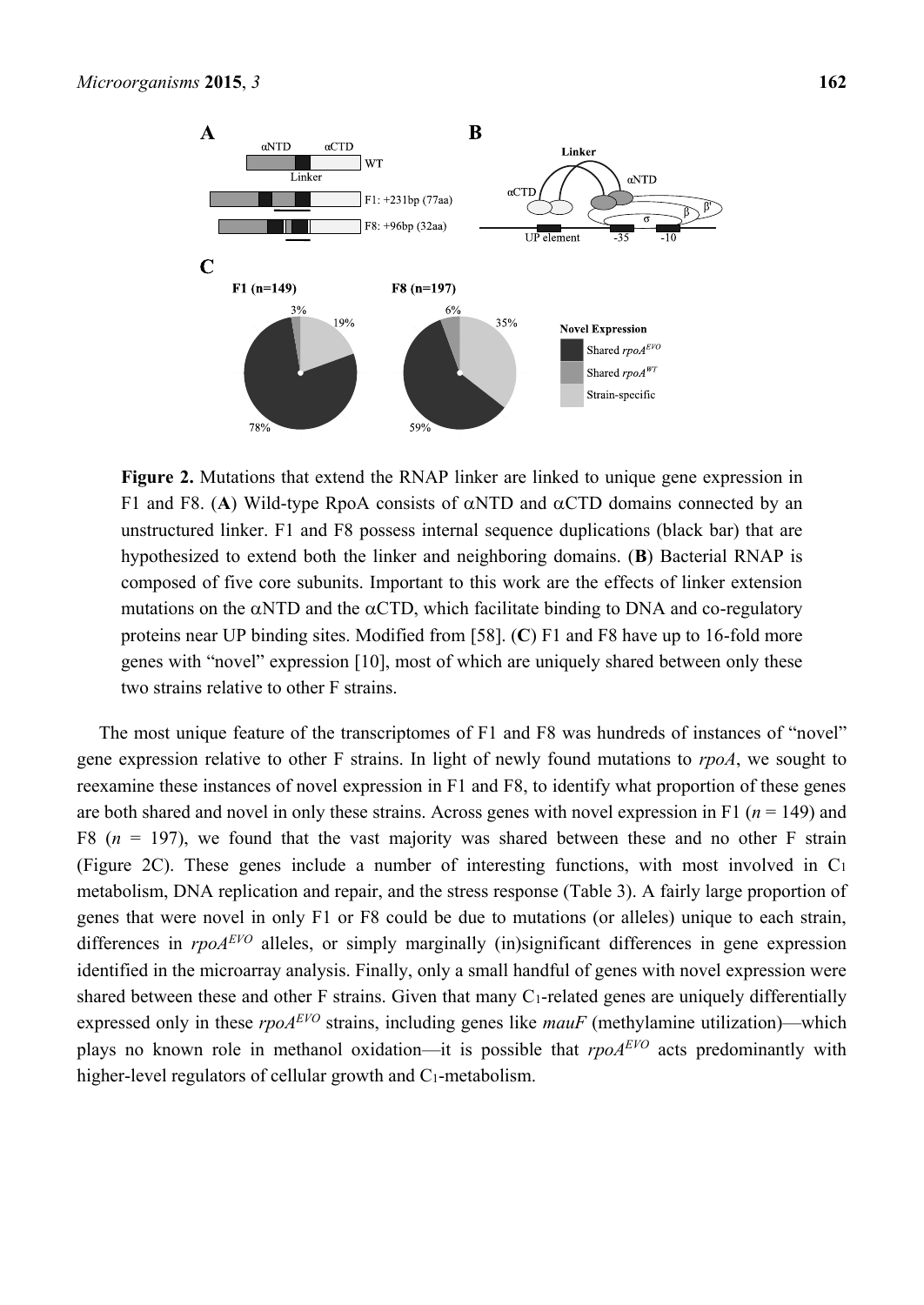**Figure 2.** Mutations that extend the RNAP linker are linked to unique gene expression in F1 and F8. (**A**) Wild-type RpoA consists of αNTD and αCTD domains connected by an unstructured linker. F1 and F8 possess internal sequence duplications (black bar) that are hypothesized to extend both the linker and neighboring domains. (**B**) Bacterial RNAP is composed of five core subunits. Important to this work are the effects of linker extension mutations on the αNTD and the αCTD, which facilitate binding to DNA and co-regulatory proteins near UP binding sites. Modified from [58]. (**C**) F1 and F8 have up to 16-fold more genes with "novel" expression [10], most of which are uniquely shared between only these two strains relative to other F strains.

The most unique feature of the transcriptomes of F1 and F8 was hundreds of instances of "novel" gene expression relative to other F strains. In light of newly found mutations to *rpoA*, we sought to reexamine these instances of novel expression in F1 and F8, to identify what proportion of these genes are both shared and novel in only these strains. Across genes with novel expression in F1 ($n = 149$) and F8 ($n = 197$), we found that the vast majority was shared between these and no other F strain (Figure 2C). These genes include a number of interesting functions, with most involved in $C_1$ metabolism, DNA replication and repair, and the stress response (Table 3). A fairly large proportion of genes that were novel in only F1 or F8 could be due to mutations (or alleles) unique to each strain, differences in $rpoA^{EVO}$ alleles, or simply marginally (in)significant differences in gene expression identified in the microarray analysis. Finally, only a small handful of genes with novel expression were shared between these and other F strains. Given that many $C_1$-related genes are uniquely differentially expressed only in these $rpoA^{EVO}$ strains, including genes like *mauF* (methylamine utilization)—which plays no known role in methanol oxidation—it is possible that $rpoA^{EVO}$ acts predominantly with higher-level regulators of cellular growth and $C_1$-metabolism.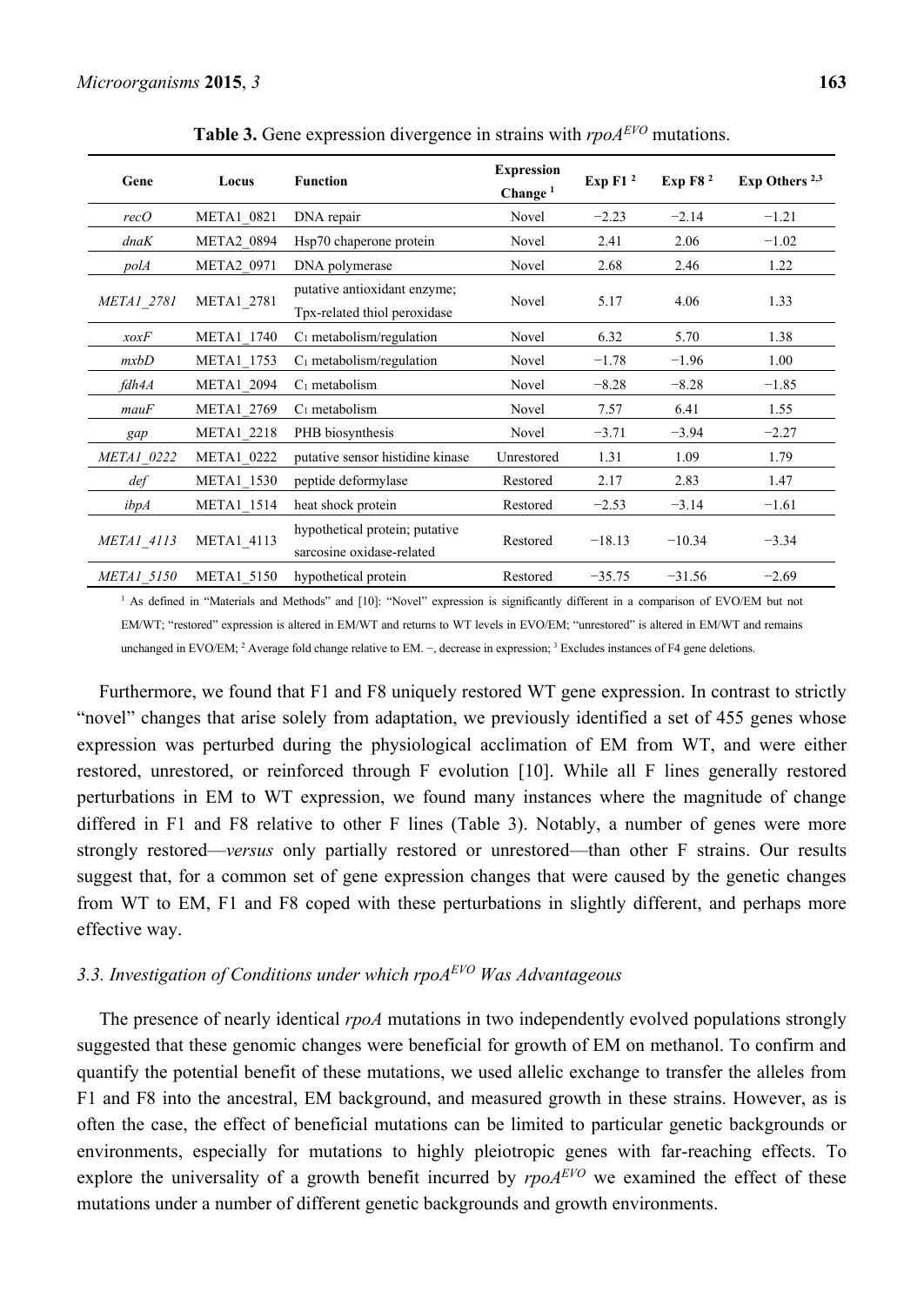**Table 3.** Gene expression divergence in strains with *rpoA*$^{EVO}$ mutations.

| Gene | Locus | Function | Expression Change [1] | Exp F1 [2] | Exp F8 [2] | Exp Others [2,3] |
|---|---|---|---|---|---|---|
| *recO* | META1_0821 | DNA repair | Novel | −2.23 | −2.14 | −1.21 |
| *dnaK* | META2_0894 | Hsp70 chaperone protein | Novel | 2.41 | 2.06 | −1.02 |
| *polA* | META2_0971 | DNA polymerase | Novel | 2.68 | 2.46 | 1.22 |
| *META1_2781* | META1_2781 | putative antioxidant enzyme; Tpx-related thiol peroxidase | Novel | 5.17 | 4.06 | 1.33 |
| *xoxF* | META1_1740 | $C_1$ metabolism/regulation | Novel | 6.32 | 5.70 | 1.38 |
| *mxbD* | META1_1753 | $C_1$ metabolism/regulation | Novel | −1.78 | −1.96 | 1.00 |
| *fdh4A* | META1_2094 | $C_1$ metabolism | Novel | −8.28 | −8.28 | −1.85 |
| *mauF* | META1_2769 | $C_1$ metabolism | Novel | 7.57 | 6.41 | 1.55 |
| *gap* | META1_2218 | PHB biosynthesis | Novel | −3.71 | −3.94 | −2.27 |
| *META1_0222* | META1_0222 | putative sensor histidine kinase | Unrestored | 1.31 | 1.09 | 1.79 |
| *def* | META1_1530 | peptide deformylase | Restored | 2.17 | 2.83 | 1.47 |
| *ibpA* | META1_1514 | heat shock protein | Restored | −2.53 | −3.14 | −1.61 |
| *META1_4113* | META1_4113 | hypothetical protein; putative sarcosine oxidase-related | Restored | −18.13 | −10.34 | −3.34 |
| *META1_5150* | META1_5150 | hypothetical protein | Restored | −35.75 | −31.56 | −2.69 |

[1] As defined in "Materials and Methods" and [10]: "Novel" expression is significantly different in a comparison of EVO/EM but not EM/WT; "restored" expression is altered in EM/WT and returns to WT levels in EVO/EM; "unrestored" is altered in EM/WT and remains unchanged in EVO/EM; [2] Average fold change relative to EM. −, decrease in expression; [3] Excludes instances of F4 gene deletions.

Furthermore, we found that F1 and F8 uniquely restored WT gene expression. In contrast to strictly "novel" changes that arise solely from adaptation, we previously identified a set of 455 genes whose expression was perturbed during the physiological acclimation of EM from WT, and were either restored, unrestored, or reinforced through F evolution [10]. While all F lines generally restored perturbations in EM to WT expression, we found many instances where the magnitude of change differed in F1 and F8 relative to other F lines (Table 3). Notably, a number of genes were more strongly restored—*versus* only partially restored or unrestored—than other F strains. Our results suggest that, for a common set of gene expression changes that were caused by the genetic changes from WT to EM, F1 and F8 coped with these perturbations in slightly different, and perhaps more effective way.

### 3.3. Investigation of Conditions under which rpoA$^{EVO}$ Was Advantageous

The presence of nearly identical *rpoA* mutations in two independently evolved populations strongly suggested that these genomic changes were beneficial for growth of EM on methanol. To confirm and quantify the potential benefit of these mutations, we used allelic exchange to transfer the alleles from F1 and F8 into the ancestral, EM background, and measured growth in these strains. However, as is often the case, the effect of beneficial mutations can be limited to particular genetic backgrounds or environments, especially for mutations to highly pleiotropic genes with far-reaching effects. To explore the universality of a growth benefit incurred by *rpoA*$^{EVO}$ we examined the effect of these mutations under a number of different genetic backgrounds and growth environments.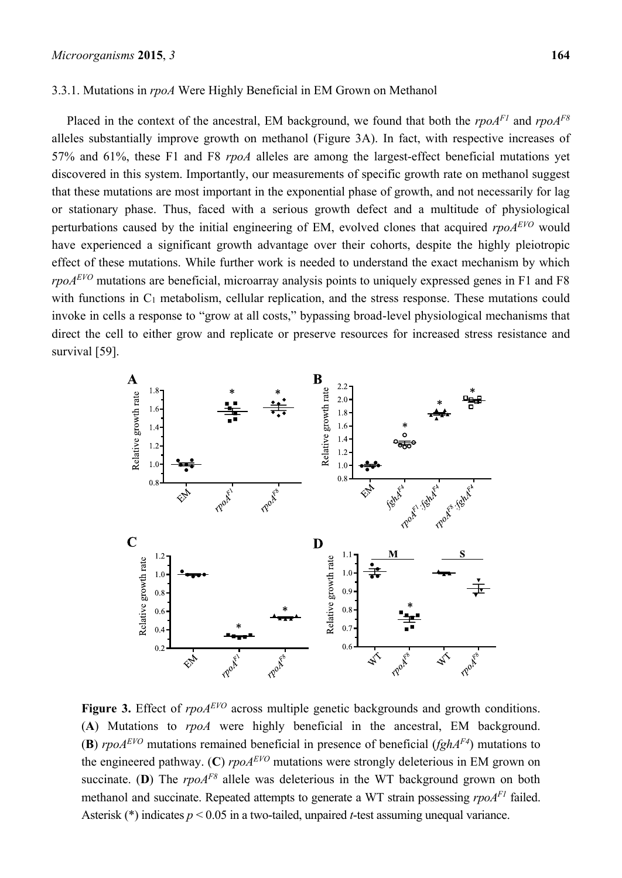#### 3.3.1. Mutations in *rpoA* Were Highly Beneficial in EM Grown on Methanol

Placed in the context of the ancestral, EM background, we found that both the *rpoA*$^{F1}$ and *rpoA*$^{F8}$ alleles substantially improve growth on methanol (Figure 3A). In fact, with respective increases of 57% and 61%, these F1 and F8 *rpoA* alleles are among the largest-effect beneficial mutations yet discovered in this system. Importantly, our measurements of specific growth rate on methanol suggest that these mutations are most important in the exponential phase of growth, and not necessarily for lag or stationary phase. Thus, faced with a serious growth defect and a multitude of physiological perturbations caused by the initial engineering of EM, evolved clones that acquired *rpoA*$^{EVO}$ would have experienced a significant growth advantage over their cohorts, despite the highly pleiotropic effect of these mutations. While further work is needed to understand the exact mechanism by which *rpoA*$^{EVO}$ mutations are beneficial, microarray analysis points to uniquely expressed genes in F1 and F8 with functions in $C_1$ metabolism, cellular replication, and the stress response. These mutations could invoke in cells a response to "grow at all costs," bypassing broad-level physiological mechanisms that direct the cell to either grow and replicate or preserve resources for increased stress resistance and survival [59].

**Figure 3.** Effect of *rpoA*$^{EVO}$ across multiple genetic backgrounds and growth conditions. (**A**) Mutations to *rpoA* were highly beneficial in the ancestral, EM background. (**B**) *rpoA*$^{EVO}$ mutations remained beneficial in presence of beneficial (*fghA*$^{F4}$) mutations to the engineered pathway. (**C**) *rpoA*$^{EVO}$ mutations were strongly deleterious in EM grown on succinate. (**D**) The *rpoA*$^{F8}$ allele was deleterious in the WT background grown on both methanol and succinate. Repeated attempts to generate a WT strain possessing *rpoA*$^{F1}$ failed. Asterisk (*) indicates $p < 0.05$ in a two-tailed, unpaired $t$-test assuming unequal variance.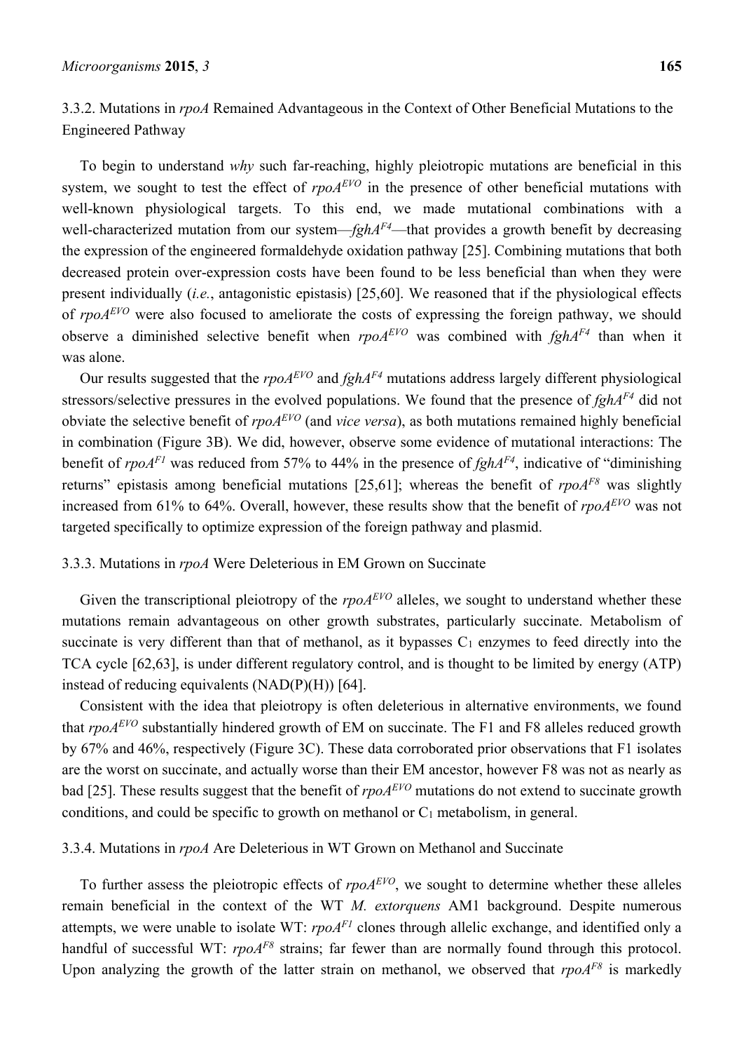#### 3.3.2. Mutations in *rpoA* Remained Advantageous in the Context of Other Beneficial Mutations to the Engineered Pathway

To begin to understand *why* such far-reaching, highly pleiotropic mutations are beneficial in this system, we sought to test the effect of *rpoA*$^{EVO}$ in the presence of other beneficial mutations with well-known physiological targets. To this end, we made mutational combinations with a well-characterized mutation from our system—*fghA*$^{F4}$—that provides a growth benefit by decreasing the expression of the engineered formaldehyde oxidation pathway [25]. Combining mutations that both decreased protein over-expression costs have been found to be less beneficial than when they were present individually (*i.e.*, antagonistic epistasis) [25,60]. We reasoned that if the physiological effects of *rpoA*$^{EVO}$ were also focused to ameliorate the costs of expressing the foreign pathway, we should observe a diminished selective benefit when *rpoA*$^{EVO}$ was combined with *fghA*$^{F4}$ than when it was alone.

Our results suggested that the *rpoA*$^{EVO}$ and *fghA*$^{F4}$ mutations address largely different physiological stressors/selective pressures in the evolved populations. We found that the presence of *fghA*$^{F4}$ did not obviate the selective benefit of *rpoA*$^{EVO}$ (and *vice versa*), as both mutations remained highly beneficial in combination (Figure 3B). We did, however, observe some evidence of mutational interactions: The benefit of *rpoA*$^{F1}$ was reduced from 57% to 44% in the presence of *fghA*$^{F4}$, indicative of "diminishing returns" epistasis among beneficial mutations [25,61]; whereas the benefit of *rpoA*$^{F8}$ was slightly increased from 61% to 64%. Overall, however, these results show that the benefit of *rpoA*$^{EVO}$ was not targeted specifically to optimize expression of the foreign pathway and plasmid.

#### 3.3.3. Mutations in *rpoA* Were Deleterious in EM Grown on Succinate

Given the transcriptional pleiotropy of the *rpoA*$^{EVO}$ alleles, we sought to understand whether these mutations remain advantageous on other growth substrates, particularly succinate. Metabolism of succinate is very different than that of methanol, as it bypasses $C_1$ enzymes to feed directly into the TCA cycle [62,63], is under different regulatory control, and is thought to be limited by energy (ATP) instead of reducing equivalents (NAD(P)(H)) [64].

Consistent with the idea that pleiotropy is often deleterious in alternative environments, we found that *rpoA*$^{EVO}$ substantially hindered growth of EM on succinate. The F1 and F8 alleles reduced growth by 67% and 46%, respectively (Figure 3C). These data corroborated prior observations that F1 isolates are the worst on succinate, and actually worse than their EM ancestor, however F8 was not as nearly as bad [25]. These results suggest that the benefit of *rpoA*$^{EVO}$ mutations do not extend to succinate growth conditions, and could be specific to growth on methanol or $C_1$ metabolism, in general.

#### 3.3.4. Mutations in *rpoA* Are Deleterious in WT Grown on Methanol and Succinate

To further assess the pleiotropic effects of *rpoA*$^{EVO}$, we sought to determine whether these alleles remain beneficial in the context of the WT *M. extorquens* AM1 background. Despite numerous attempts, we were unable to isolate WT: *rpoA*$^{F1}$ clones through allelic exchange, and identified only a handful of successful WT: *rpoA*$^{F8}$ strains; far fewer than are normally found through this protocol. Upon analyzing the growth of the latter strain on methanol, we observed that *rpoA*$^{F8}$ is markedly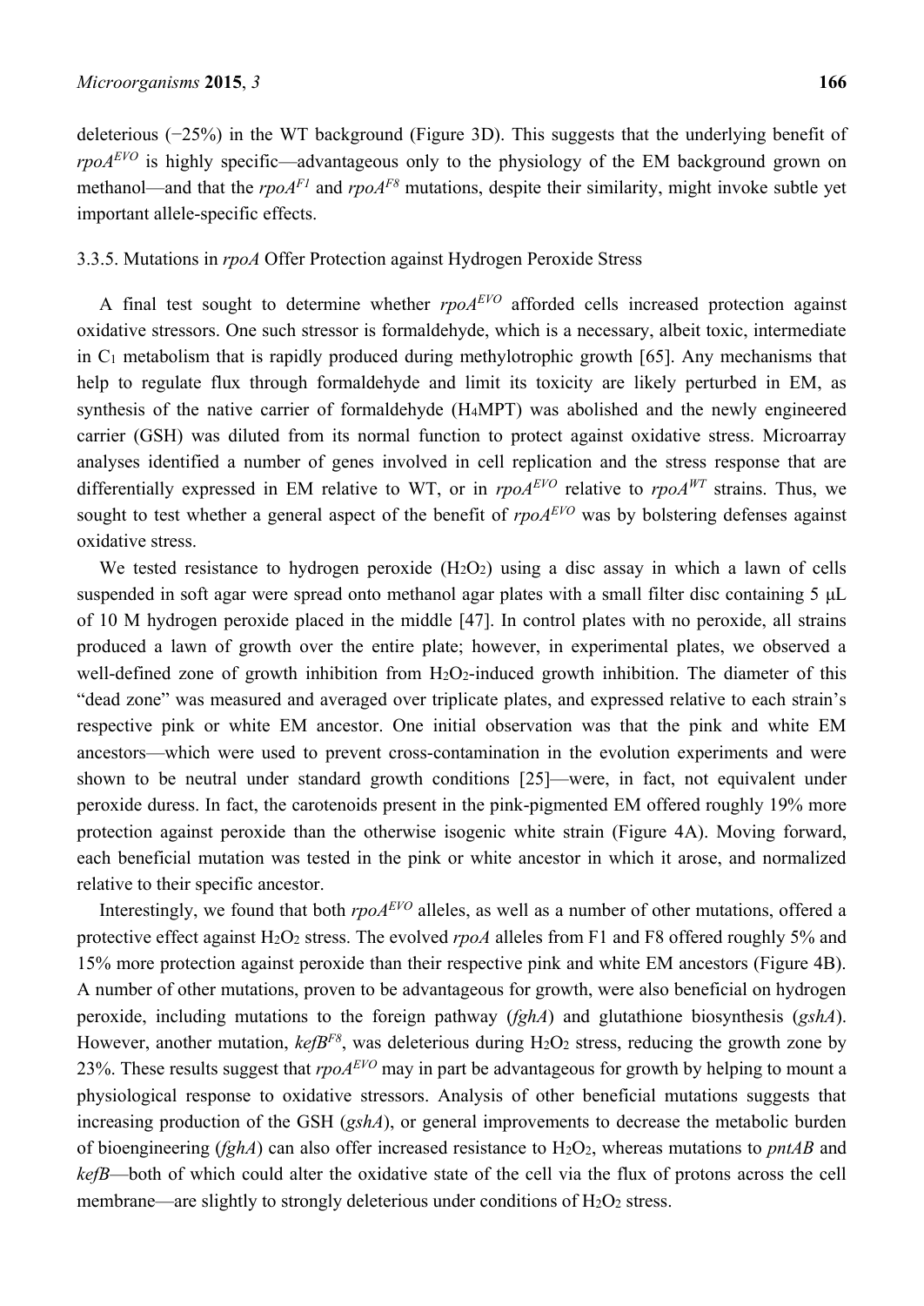deleterious (−25%) in the WT background (Figure 3D). This suggests that the underlying benefit of *rpoA*$^{EVO}$ is highly specific—advantageous only to the physiology of the EM background grown on methanol—and that the *rpoA*$^{F1}$ and *rpoA*$^{F8}$ mutations, despite their similarity, might invoke subtle yet important allele-specific effects.

#### 3.3.5. Mutations in *rpoA* Offer Protection against Hydrogen Peroxide Stress

A final test sought to determine whether *rpoA*$^{EVO}$ afforded cells increased protection against oxidative stressors. One such stressor is formaldehyde, which is a necessary, albeit toxic, intermediate in $C_1$ metabolism that is rapidly produced during methylotrophic growth [65]. Any mechanisms that help to regulate flux through formaldehyde and limit its toxicity are likely perturbed in EM, as synthesis of the native carrier of formaldehyde ($H_4$MPT) was abolished and the newly engineered carrier (GSH) was diluted from its normal function to protect against oxidative stress. Microarray analyses identified a number of genes involved in cell replication and the stress response that are differentially expressed in EM relative to WT, or in *rpoA*$^{EVO}$ relative to *rpoA*$^{WT}$ strains. Thus, we sought to test whether a general aspect of the benefit of *rpoA*$^{EVO}$ was by bolstering defenses against oxidative stress.

We tested resistance to hydrogen peroxide ($H_2O_2$) using a disc assay in which a lawn of cells suspended in soft agar were spread onto methanol agar plates with a small filter disc containing 5 μL of 10 M hydrogen peroxide placed in the middle [47]. In control plates with no peroxide, all strains produced a lawn of growth over the entire plate; however, in experimental plates, we observed a well-defined zone of growth inhibition from $H_2O_2$-induced growth inhibition. The diameter of this "dead zone" was measured and averaged over triplicate plates, and expressed relative to each strain's respective pink or white EM ancestor. One initial observation was that the pink and white EM ancestors—which were used to prevent cross-contamination in the evolution experiments and were shown to be neutral under standard growth conditions [25]—were, in fact, not equivalent under peroxide duress. In fact, the carotenoids present in the pink-pigmented EM offered roughly 19% more protection against peroxide than the otherwise isogenic white strain (Figure 4A). Moving forward, each beneficial mutation was tested in the pink or white ancestor in which it arose, and normalized relative to their specific ancestor.

Interestingly, we found that both *rpoA*$^{EVO}$ alleles, as well as a number of other mutations, offered a protective effect against $H_2O_2$ stress. The evolved *rpoA* alleles from F1 and F8 offered roughly 5% and 15% more protection against peroxide than their respective pink and white EM ancestors (Figure 4B). A number of other mutations, proven to be advantageous for growth, were also beneficial on hydrogen peroxide, including mutations to the foreign pathway (*fghA*) and glutathione biosynthesis (*gshA*). However, another mutation, *kefB*$^{F8}$, was deleterious during $H_2O_2$ stress, reducing the growth zone by 23%. These results suggest that *rpoA*$^{EVO}$ may in part be advantageous for growth by helping to mount a physiological response to oxidative stressors. Analysis of other beneficial mutations suggests that increasing production of the GSH (*gshA*), or general improvements to decrease the metabolic burden of bioengineering (*fghA*) can also offer increased resistance to $H_2O_2$, whereas mutations to *pntAB* and *kefB*—both of which could alter the oxidative state of the cell via the flux of protons across the cell membrane—are slightly to strongly deleterious under conditions of $H_2O_2$ stress.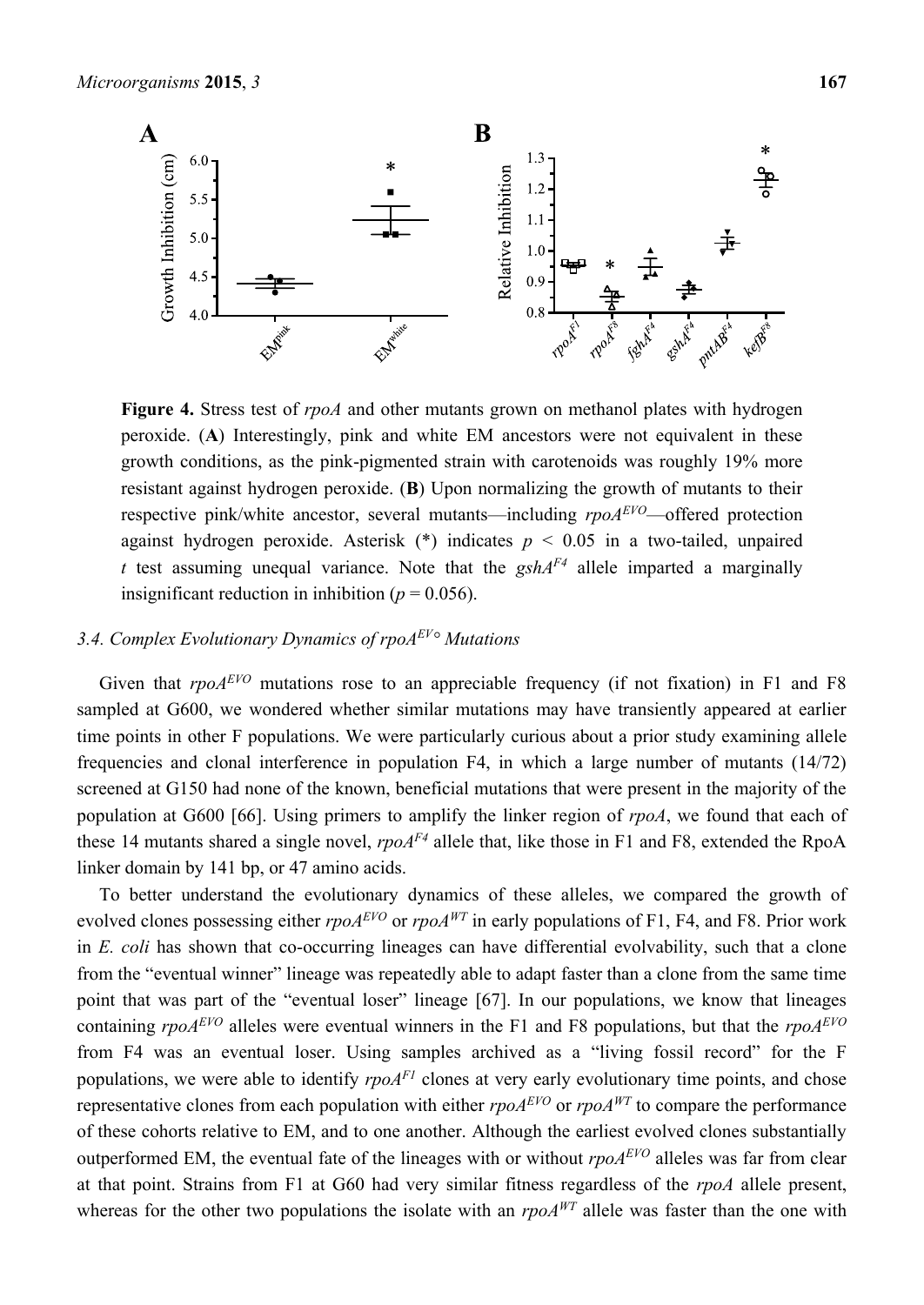**Figure 4.** Stress test of *rpoA* and other mutants grown on methanol plates with hydrogen peroxide. (**A**) Interestingly, pink and white EM ancestors were not equivalent in these growth conditions, as the pink-pigmented strain with carotenoids was roughly 19% more resistant against hydrogen peroxide. (**B**) Upon normalizing the growth of mutants to their respective pink/white ancestor, several mutants—including *rpoA*$^{EVO}$—offered protection against hydrogen peroxide. Asterisk (*) indicates $p < 0.05$ in a two-tailed, unpaired *t* test assuming unequal variance. Note that the *gshA*$^{F4}$ allele imparted a marginally insignificant reduction in inhibition ($p = 0.056$).

### 3.4. Complex Evolutionary Dynamics of *rpoA*$^{EVO}$ Mutations

Given that *rpoA*$^{EVO}$ mutations rose to an appreciable frequency (if not fixation) in F1 and F8 sampled at G600, we wondered whether similar mutations may have transiently appeared at earlier time points in other F populations. We were particularly curious about a prior study examining allele frequencies and clonal interference in population F4, in which a large number of mutants (14/72) screened at G150 had none of the known, beneficial mutations that were present in the majority of the population at G600 [66]. Using primers to amplify the linker region of *rpoA*, we found that each of these 14 mutants shared a single novel, *rpoA*$^{F4}$ allele that, like those in F1 and F8, extended the RpoA linker domain by 141 bp, or 47 amino acids.

To better understand the evolutionary dynamics of these alleles, we compared the growth of evolved clones possessing either *rpoA*$^{EVO}$ or *rpoA*$^{WT}$ in early populations of F1, F4, and F8. Prior work in *E. coli* has shown that co-occurring lineages can have differential evolvability, such that a clone from the "eventual winner" lineage was repeatedly able to adapt faster than a clone from the same time point that was part of the "eventual loser" lineage [67]. In our populations, we know that lineages containing *rpoA*$^{EVO}$ alleles were eventual winners in the F1 and F8 populations, but that the *rpoA*$^{EVO}$ from F4 was an eventual loser. Using samples archived as a "living fossil record" for the F populations, we were able to identify *rpoA*$^{F1}$ clones at very early evolutionary time points, and chose representative clones from each population with either *rpoA*$^{EVO}$ or *rpoA*$^{WT}$ to compare the performance of these cohorts relative to EM, and to one another. Although the earliest evolved clones substantially outperformed EM, the eventual fate of the lineages with or without *rpoA*$^{EVO}$ alleles was far from clear at that point. Strains from F1 at G60 had very similar fitness regardless of the *rpoA* allele present, whereas for the other two populations the isolate with an *rpoA*$^{WT}$ allele was faster than the one with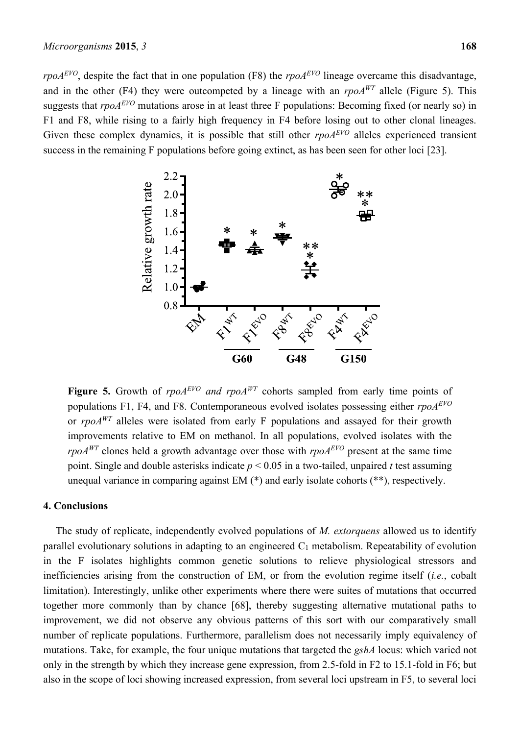*rpoA*$^{EVO}$, despite the fact that in one population (F8) the *rpoA*$^{EVO}$ lineage overcame this disadvantage, and in the other (F4) they were outcompeted by a lineage with an *rpoA*$^{WT}$ allele (Figure 5). This suggests that *rpoA*$^{EVO}$ mutations arose in at least three F populations: Becoming fixed (or nearly so) in F1 and F8, while rising to a fairly high frequency in F4 before losing out to other clonal lineages. Given these complex dynamics, it is possible that still other *rpoA*$^{EVO}$ alleles experienced transient success in the remaining F populations before going extinct, as has been seen for other loci [23].

**Figure 5.** Growth of *rpoA*$^{EVO}$ *and rpoA*$^{WT}$ cohorts sampled from early time points of populations F1, F4, and F8. Contemporaneous evolved isolates possessing either *rpoA*$^{EVO}$ or *rpoA*$^{WT}$ alleles were isolated from early F populations and assayed for their growth improvements relative to EM on methanol. In all populations, evolved isolates with the *rpoA*$^{WT}$ clones held a growth advantage over those with *rpoA*$^{EVO}$ present at the same time point. Single and double asterisks indicate $p < 0.05$ in a two-tailed, unpaired *t* test assuming unequal variance in comparing against EM (*) and early isolate cohorts (**), respectively.

## 4. Conclusions

The study of replicate, independently evolved populations of *M. extorquens* allowed us to identify parallel evolutionary solutions in adapting to an engineered $C_1$ metabolism. Repeatability of evolution in the F isolates highlights common genetic solutions to relieve physiological stressors and inefficiencies arising from the construction of EM, or from the evolution regime itself (*i.e.*, cobalt limitation). Interestingly, unlike other experiments where there were suites of mutations that occurred together more commonly than by chance [68], thereby suggesting alternative mutational paths to improvement, we did not observe any obvious patterns of this sort with our comparatively small number of replicate populations. Furthermore, parallelism does not necessarily imply equivalency of mutations. Take, for example, the four unique mutations that targeted the *gshA* locus: which varied not only in the strength by which they increase gene expression, from 2.5-fold in F2 to 15.1-fold in F6; but also in the scope of loci showing increased expression, from several loci upstream in F5, to several loci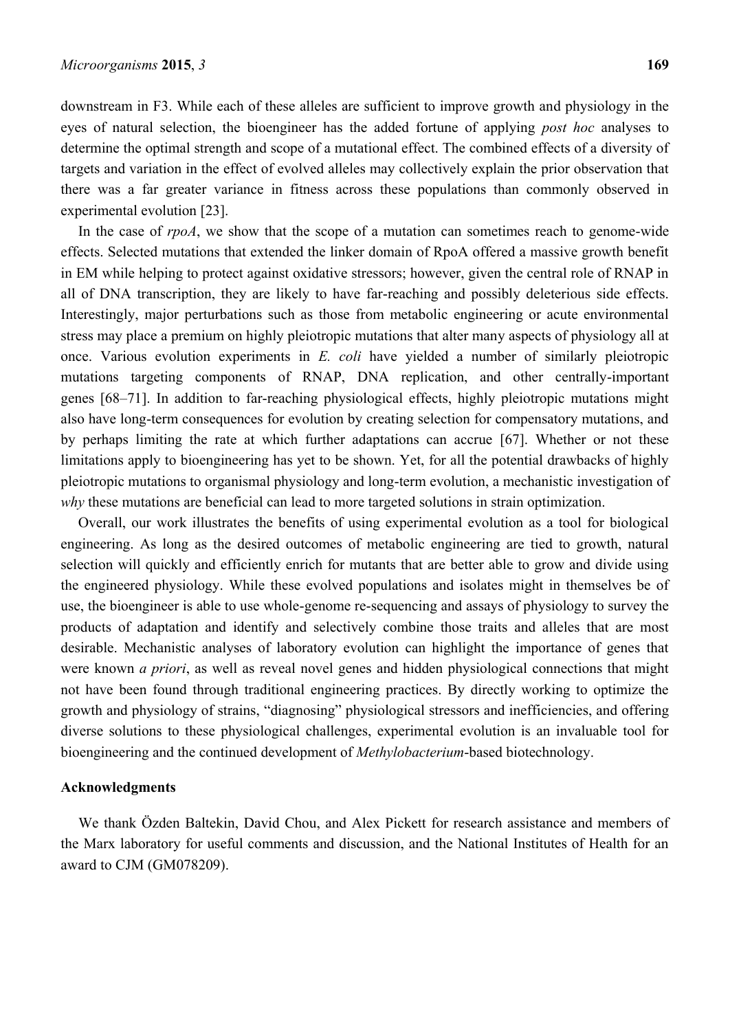downstream in F3. While each of these alleles are sufficient to improve growth and physiology in the eyes of natural selection, the bioengineer has the added fortune of applying *post hoc* analyses to determine the optimal strength and scope of a mutational effect. The combined effects of a diversity of targets and variation in the effect of evolved alleles may collectively explain the prior observation that there was a far greater variance in fitness across these populations than commonly observed in experimental evolution [23].

In the case of *rpoA*, we show that the scope of a mutation can sometimes reach to genome-wide effects. Selected mutations that extended the linker domain of RpoA offered a massive growth benefit in EM while helping to protect against oxidative stressors; however, given the central role of RNAP in all of DNA transcription, they are likely to have far-reaching and possibly deleterious side effects. Interestingly, major perturbations such as those from metabolic engineering or acute environmental stress may place a premium on highly pleiotropic mutations that alter many aspects of physiology all at once. Various evolution experiments in *E. coli* have yielded a number of similarly pleiotropic mutations targeting components of RNAP, DNA replication, and other centrally-important genes [68–71]. In addition to far-reaching physiological effects, highly pleiotropic mutations might also have long-term consequences for evolution by creating selection for compensatory mutations, and by perhaps limiting the rate at which further adaptations can accrue [67]. Whether or not these limitations apply to bioengineering has yet to be shown. Yet, for all the potential drawbacks of highly pleiotropic mutations to organismal physiology and long-term evolution, a mechanistic investigation of *why* these mutations are beneficial can lead to more targeted solutions in strain optimization.

Overall, our work illustrates the benefits of using experimental evolution as a tool for biological engineering. As long as the desired outcomes of metabolic engineering are tied to growth, natural selection will quickly and efficiently enrich for mutants that are better able to grow and divide using the engineered physiology. While these evolved populations and isolates might in themselves be of use, the bioengineer is able to use whole-genome re-sequencing and assays of physiology to survey the products of adaptation and identify and selectively combine those traits and alleles that are most desirable. Mechanistic analyses of laboratory evolution can highlight the importance of genes that were known *a priori*, as well as reveal novel genes and hidden physiological connections that might not have been found through traditional engineering practices. By directly working to optimize the growth and physiology of strains, "diagnosing" physiological stressors and inefficiencies, and offering diverse solutions to these physiological challenges, experimental evolution is an invaluable tool for bioengineering and the continued development of *Methylobacterium*-based biotechnology.

## Acknowledgments

We thank Özden Baltekin, David Chou, and Alex Pickett for research assistance and members of the Marx laboratory for useful comments and discussion, and the National Institutes of Health for an award to CJM (GM078209).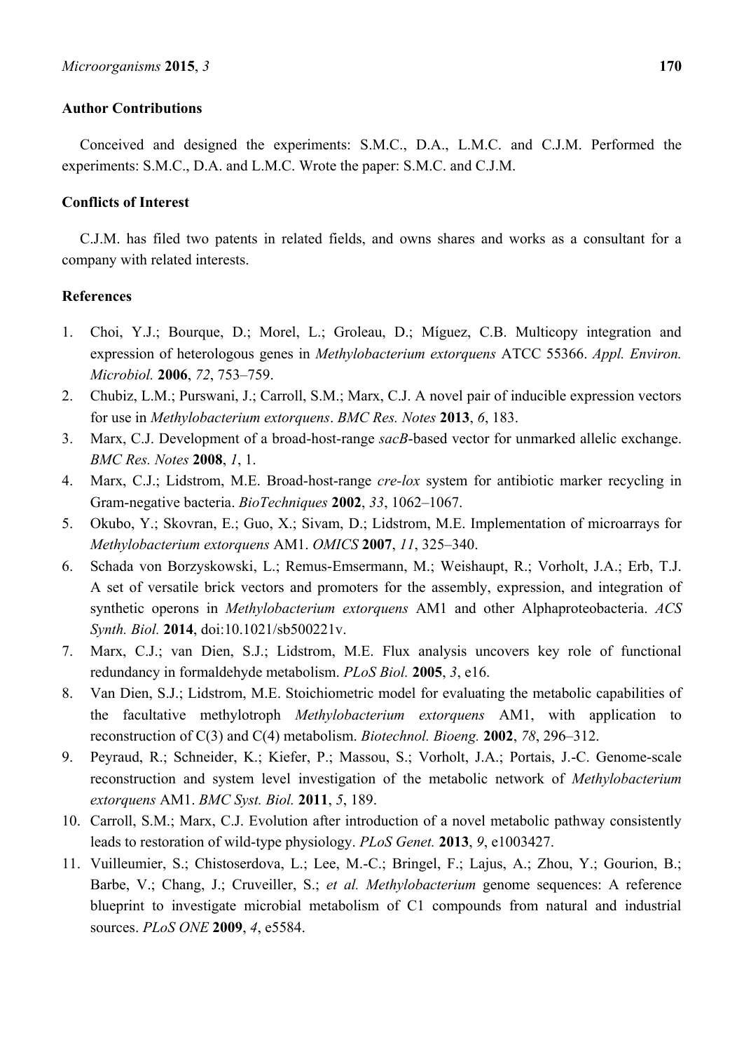## Author Contributions

Conceived and designed the experiments: S.M.C., D.A., L.M.C. and C.J.M. Performed the experiments: S.M.C., D.A. and L.M.C. Wrote the paper: S.M.C. and C.J.M.

## Conflicts of Interest

C.J.M. has filed two patents in related fields, and owns shares and works as a consultant for a company with related interests.

## References

1. Choi, Y.J.; Bourque, D.; Morel, L.; Groleau, D.; Míguez, C.B. Multicopy integration and expression of heterologous genes in *Methylobacterium extorquens* ATCC 55366. *Appl. Environ. Microbiol.* **2006**, *72*, 753–759.
2. Chubiz, L.M.; Purswani, J.; Carroll, S.M.; Marx, C.J. A novel pair of inducible expression vectors for use in *Methylobacterium extorquens*. *BMC Res. Notes* **2013**, *6*, 183.
3. Marx, C.J. Development of a broad-host-range *sacB*-based vector for unmarked allelic exchange. *BMC Res. Notes* **2008**, *1*, 1.
4. Marx, C.J.; Lidstrom, M.E. Broad-host-range *cre-lox* system for antibiotic marker recycling in Gram-negative bacteria. *BioTechniques* **2002**, *33*, 1062–1067.
5. Okubo, Y.; Skovran, E.; Guo, X.; Sivam, D.; Lidstrom, M.E. Implementation of microarrays for *Methylobacterium extorquens* AM1. *OMICS* **2007**, *11*, 325–340.
6. Schada von Borzyskowski, L.; Remus-Emsermann, M.; Weishaupt, R.; Vorholt, J.A.; Erb, T.J. A set of versatile brick vectors and promoters for the assembly, expression, and integration of synthetic operons in *Methylobacterium extorquens* AM1 and other Alphaproteobacteria. *ACS Synth. Biol.* **2014**, doi:10.1021/sb500221v.
7. Marx, C.J.; van Dien, S.J.; Lidstrom, M.E. Flux analysis uncovers key role of functional redundancy in formaldehyde metabolism. *PLoS Biol.* **2005**, *3*, e16.
8. Van Dien, S.J.; Lidstrom, M.E. Stoichiometric model for evaluating the metabolic capabilities of the facultative methylotroph *Methylobacterium extorquens* AM1, with application to reconstruction of C(3) and C(4) metabolism. *Biotechnol. Bioeng.* **2002**, *78*, 296–312.
9. Peyraud, R.; Schneider, K.; Kiefer, P.; Massou, S.; Vorholt, J.A.; Portais, J.-C. Genome-scale reconstruction and system level investigation of the metabolic network of *Methylobacterium extorquens* AM1. *BMC Syst. Biol.* **2011**, *5*, 189.
10. Carroll, S.M.; Marx, C.J. Evolution after introduction of a novel metabolic pathway consistently leads to restoration of wild-type physiology. *PLoS Genet.* **2013**, *9*, e1003427.
11. Vuilleumier, S.; Chistoserdova, L.; Lee, M.-C.; Bringel, F.; Lajus, A.; Zhou, Y.; Gourion, B.; Barbe, V.; Chang, J.; Cruveiller, S.; *et al. Methylobacterium* genome sequences: A reference blueprint to investigate microbial metabolism of C1 compounds from natural and industrial sources. *PLoS ONE* **2009**, *4*, e5584.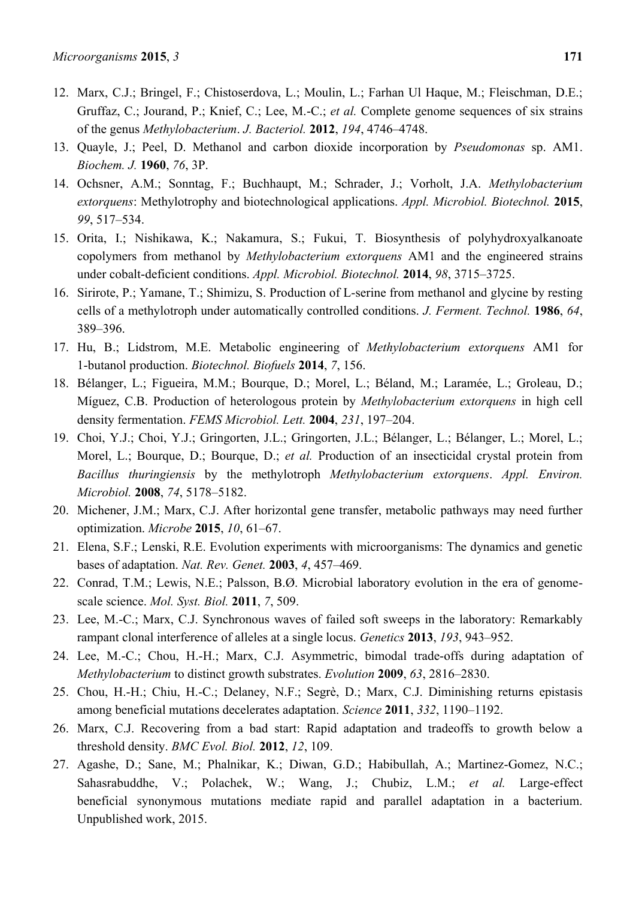12. Marx, C.J.; Bringel, F.; Chistoserdova, L.; Moulin, L.; Farhan Ul Haque, M.; Fleischman, D.E.; Gruffaz, C.; Jourand, P.; Knief, C.; Lee, M.-C.; *et al.* Complete genome sequences of six strains of the genus *Methylobacterium*. *J. Bacteriol.* **2012**, *194*, 4746–4748.
13. Quayle, J.; Peel, D. Methanol and carbon dioxide incorporation by *Pseudomonas* sp. AM1. *Biochem. J.* **1960**, *76*, 3P.
14. Ochsner, A.M.; Sonntag, F.; Buchhaupt, M.; Schrader, J.; Vorholt, J.A. *Methylobacterium extorquens*: Methylotrophy and biotechnological applications. *Appl. Microbiol. Biotechnol.* **2015**, *99*, 517–534.
15. Orita, I.; Nishikawa, K.; Nakamura, S.; Fukui, T. Biosynthesis of polyhydroxyalkanoate copolymers from methanol by *Methylobacterium extorquens* AM1 and the engineered strains under cobalt-deficient conditions. *Appl. Microbiol. Biotechnol.* **2014**, *98*, 3715–3725.
16. Sirirote, P.; Yamane, T.; Shimizu, S. Production of L-serine from methanol and glycine by resting cells of a methylotroph under automatically controlled conditions. *J. Ferment. Technol.* **1986**, *64*, 389–396.
17. Hu, B.; Lidstrom, M.E. Metabolic engineering of *Methylobacterium extorquens* AM1 for 1-butanol production. *Biotechnol. Biofuels* **2014**, *7*, 156.
18. Bélanger, L.; Figueira, M.M.; Bourque, D.; Morel, L.; Béland, M.; Laramée, L.; Groleau, D.; Míguez, C.B. Production of heterologous protein by *Methylobacterium extorquens* in high cell density fermentation. *FEMS Microbiol. Lett.* **2004**, *231*, 197–204.
19. Choi, Y.J.; Choi, Y.J.; Gringorten, J.L.; Gringorten, J.L.; Bélanger, L.; Bélanger, L.; Morel, L.; Morel, L.; Bourque, D.; Bourque, D.; *et al.* Production of an insecticidal crystal protein from *Bacillus thuringiensis* by the methylotroph *Methylobacterium extorquens*. *Appl. Environ. Microbiol.* **2008**, *74*, 5178–5182.
20. Michener, J.M.; Marx, C.J. After horizontal gene transfer, metabolic pathways may need further optimization. *Microbe* **2015**, *10*, 61–67.
21. Elena, S.F.; Lenski, R.E. Evolution experiments with microorganisms: The dynamics and genetic bases of adaptation. *Nat. Rev. Genet.* **2003**, *4*, 457–469.
22. Conrad, T.M.; Lewis, N.E.; Palsson, B.Ø. Microbial laboratory evolution in the era of genome-scale science. *Mol. Syst. Biol.* **2011**, *7*, 509.
23. Lee, M.-C.; Marx, C.J. Synchronous waves of failed soft sweeps in the laboratory: Remarkably rampant clonal interference of alleles at a single locus. *Genetics* **2013**, *193*, 943–952.
24. Lee, M.-C.; Chou, H.-H.; Marx, C.J. Asymmetric, bimodal trade-offs during adaptation of *Methylobacterium* to distinct growth substrates. *Evolution* **2009**, *63*, 2816–2830.
25. Chou, H.-H.; Chiu, H.-C.; Delaney, N.F.; Segrè, D.; Marx, C.J. Diminishing returns epistasis among beneficial mutations decelerates adaptation. *Science* **2011**, *332*, 1190–1192.
26. Marx, C.J. Recovering from a bad start: Rapid adaptation and tradeoffs to growth below a threshold density. *BMC Evol. Biol.* **2012**, *12*, 109.
27. Agashe, D.; Sane, M.; Phalnikar, K.; Diwan, G.D.; Habibullah, A.; Martinez-Gomez, N.C.; Sahasrabuddhe, V.; Polachek, W.; Wang, J.; Chubiz, L.M.; *et al.* Large-effect beneficial synonymous mutations mediate rapid and parallel adaptation in a bacterium. Unpublished work, 2015.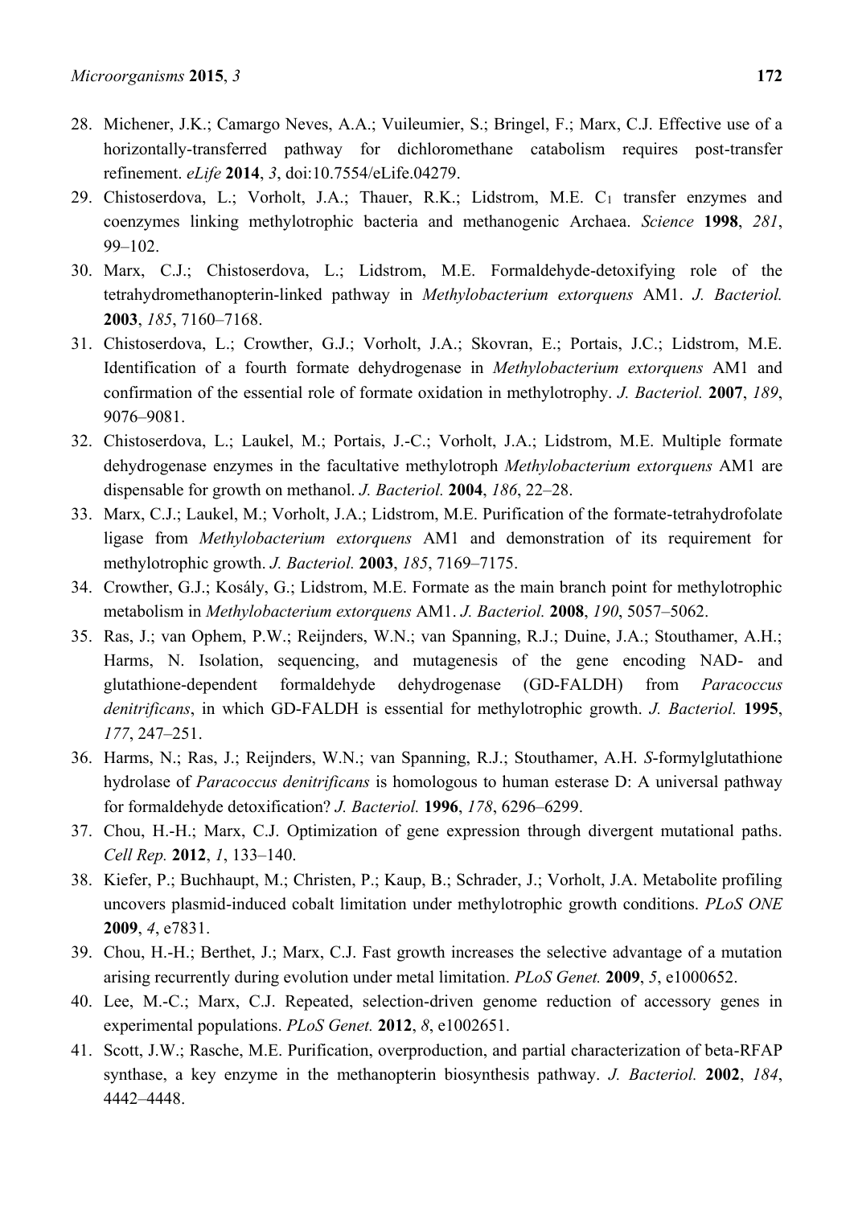28. Michener, J.K.; Camargo Neves, A.A.; Vuileumier, S.; Bringel, F.; Marx, C.J. Effective use of a horizontally-transferred pathway for dichloromethane catabolism requires post-transfer refinement. *eLife* **2014**, *3*, doi:10.7554/eLife.04279.
29. Chistoserdova, L.; Vorholt, J.A.; Thauer, R.K.; Lidstrom, M.E. $C_1$ transfer enzymes and coenzymes linking methylotrophic bacteria and methanogenic Archaea. *Science* **1998**, *281*, 99–102.
30. Marx, C.J.; Chistoserdova, L.; Lidstrom, M.E. Formaldehyde-detoxifying role of the tetrahydromethanopterin-linked pathway in *Methylobacterium extorquens* AM1. *J. Bacteriol.* **2003**, *185*, 7160–7168.
31. Chistoserdova, L.; Crowther, G.J.; Vorholt, J.A.; Skovran, E.; Portais, J.C.; Lidstrom, M.E. Identification of a fourth formate dehydrogenase in *Methylobacterium extorquens* AM1 and confirmation of the essential role of formate oxidation in methylotrophy. *J. Bacteriol.* **2007**, *189*, 9076–9081.
32. Chistoserdova, L.; Laukel, M.; Portais, J.-C.; Vorholt, J.A.; Lidstrom, M.E. Multiple formate dehydrogenase enzymes in the facultative methylotroph *Methylobacterium extorquens* AM1 are dispensable for growth on methanol. *J. Bacteriol.* **2004**, *186*, 22–28.
33. Marx, C.J.; Laukel, M.; Vorholt, J.A.; Lidstrom, M.E. Purification of the formate-tetrahydrofolate ligase from *Methylobacterium extorquens* AM1 and demonstration of its requirement for methylotrophic growth. *J. Bacteriol.* **2003**, *185*, 7169–7175.
34. Crowther, G.J.; Kosály, G.; Lidstrom, M.E. Formate as the main branch point for methylotrophic metabolism in *Methylobacterium extorquens* AM1. *J. Bacteriol.* **2008**, *190*, 5057–5062.
35. Ras, J.; van Ophem, P.W.; Reijnders, W.N.; van Spanning, R.J.; Duine, J.A.; Stouthamer, A.H.; Harms, N. Isolation, sequencing, and mutagenesis of the gene encoding NAD- and glutathione-dependent formaldehyde dehydrogenase (GD-FALDH) from *Paracoccus denitrificans*, in which GD-FALDH is essential for methylotrophic growth. *J. Bacteriol.* **1995**, *177*, 247–251.
36. Harms, N.; Ras, J.; Reijnders, W.N.; van Spanning, R.J.; Stouthamer, A.H. *S*-formylglutathione hydrolase of *Paracoccus denitrificans* is homologous to human esterase D: A universal pathway for formaldehyde detoxification? *J. Bacteriol.* **1996**, *178*, 6296–6299.
37. Chou, H.-H.; Marx, C.J. Optimization of gene expression through divergent mutational paths. *Cell Rep.* **2012**, *1*, 133–140.
38. Kiefer, P.; Buchhaupt, M.; Christen, P.; Kaup, B.; Schrader, J.; Vorholt, J.A. Metabolite profiling uncovers plasmid-induced cobalt limitation under methylotrophic growth conditions. *PLoS ONE* **2009**, *4*, e7831.
39. Chou, H.-H.; Berthet, J.; Marx, C.J. Fast growth increases the selective advantage of a mutation arising recurrently during evolution under metal limitation. *PLoS Genet.* **2009**, *5*, e1000652.
40. Lee, M.-C.; Marx, C.J. Repeated, selection-driven genome reduction of accessory genes in experimental populations. *PLoS Genet.* **2012**, *8*, e1002651.
41. Scott, J.W.; Rasche, M.E. Purification, overproduction, and partial characterization of beta-RFAP synthase, a key enzyme in the methanopterin biosynthesis pathway. *J. Bacteriol.* **2002**, *184*, 4442–4448.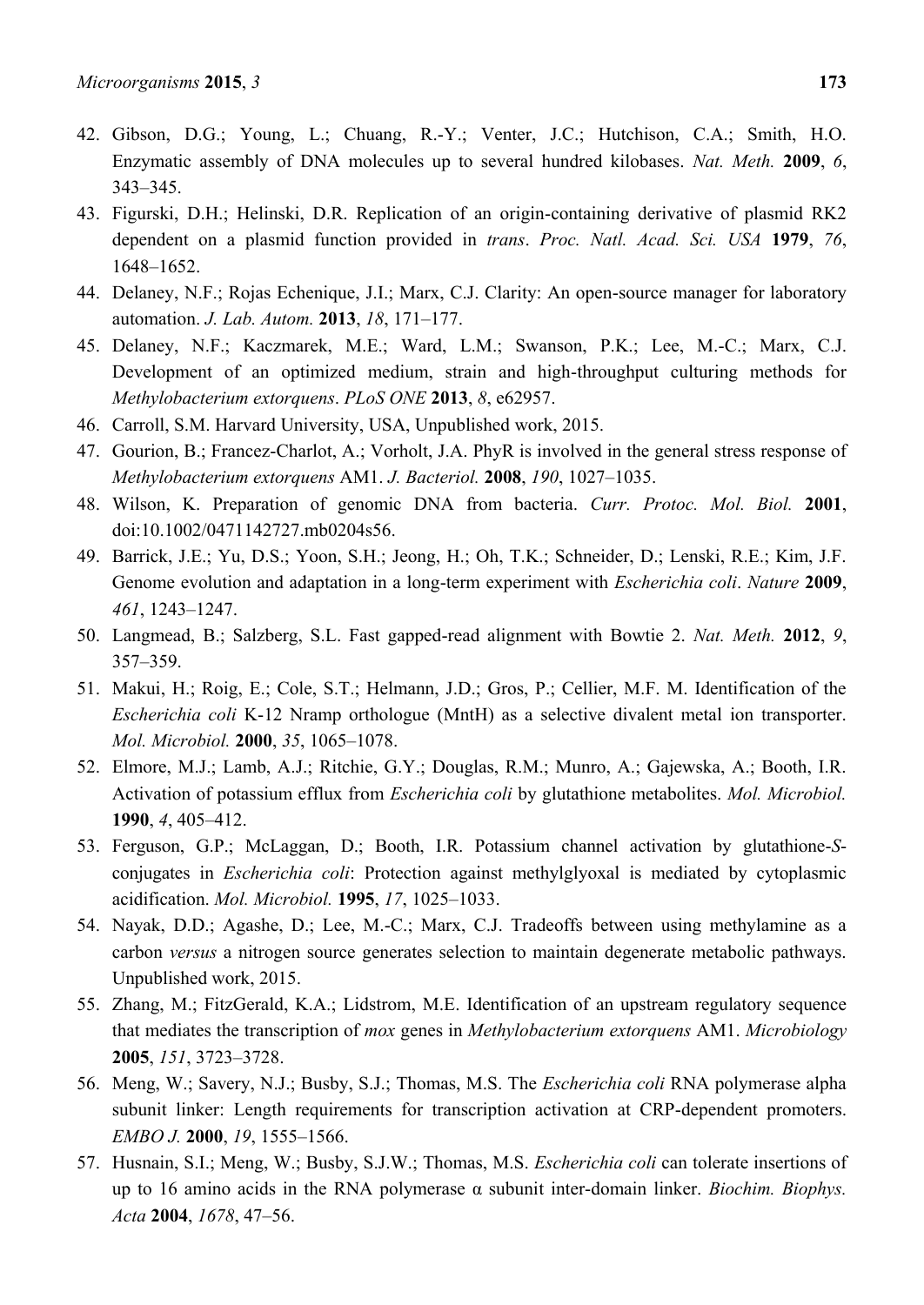42. Gibson, D.G.; Young, L.; Chuang, R.-Y.; Venter, J.C.; Hutchison, C.A.; Smith, H.O. Enzymatic assembly of DNA molecules up to several hundred kilobases. *Nat. Meth.* **2009**, *6*, 343–345.
43. Figurski, D.H.; Helinski, D.R. Replication of an origin-containing derivative of plasmid RK2 dependent on a plasmid function provided in *trans*. *Proc. Natl. Acad. Sci. USA* **1979**, *76*, 1648–1652.
44. Delaney, N.F.; Rojas Echenique, J.I.; Marx, C.J. Clarity: An open-source manager for laboratory automation. *J. Lab. Autom.* **2013**, *18*, 171–177.
45. Delaney, N.F.; Kaczmarek, M.E.; Ward, L.M.; Swanson, P.K.; Lee, M.-C.; Marx, C.J. Development of an optimized medium, strain and high-throughput culturing methods for *Methylobacterium extorquens*. *PLoS ONE* **2013**, *8*, e62957.
46. Carroll, S.M. Harvard University, USA, Unpublished work, 2015.
47. Gourion, B.; Francez-Charlot, A.; Vorholt, J.A. PhyR is involved in the general stress response of *Methylobacterium extorquens* AM1. *J. Bacteriol.* **2008**, *190*, 1027–1035.
48. Wilson, K. Preparation of genomic DNA from bacteria. *Curr. Protoc. Mol. Biol.* **2001**, doi:10.1002/0471142727.mb0204s56.
49. Barrick, J.E.; Yu, D.S.; Yoon, S.H.; Jeong, H.; Oh, T.K.; Schneider, D.; Lenski, R.E.; Kim, J.F. Genome evolution and adaptation in a long-term experiment with *Escherichia coli*. *Nature* **2009**, *461*, 1243–1247.
50. Langmead, B.; Salzberg, S.L. Fast gapped-read alignment with Bowtie 2. *Nat. Meth.* **2012**, *9*, 357–359.
51. Makui, H.; Roig, E.; Cole, S.T.; Helmann, J.D.; Gros, P.; Cellier, M.F. M. Identification of the *Escherichia coli* K-12 Nramp orthologue (MntH) as a selective divalent metal ion transporter. *Mol. Microbiol.* **2000**, *35*, 1065–1078.
52. Elmore, M.J.; Lamb, A.J.; Ritchie, G.Y.; Douglas, R.M.; Munro, A.; Gajewska, A.; Booth, I.R. Activation of potassium efflux from *Escherichia coli* by glutathione metabolites. *Mol. Microbiol.* **1990**, *4*, 405–412.
53. Ferguson, G.P.; McLaggan, D.; Booth, I.R. Potassium channel activation by glutathione-*S*-conjugates in *Escherichia coli*: Protection against methylglyoxal is mediated by cytoplasmic acidification. *Mol. Microbiol.* **1995**, *17*, 1025–1033.
54. Nayak, D.D.; Agashe, D.; Lee, M.-C.; Marx, C.J. Tradeoffs between using methylamine as a carbon *versus* a nitrogen source generates selection to maintain degenerate metabolic pathways. Unpublished work, 2015.
55. Zhang, M.; FitzGerald, K.A.; Lidstrom, M.E. Identification of an upstream regulatory sequence that mediates the transcription of *mox* genes in *Methylobacterium extorquens* AM1. *Microbiology* **2005**, *151*, 3723–3728.
56. Meng, W.; Savery, N.J.; Busby, S.J.; Thomas, M.S. The *Escherichia coli* RNA polymerase alpha subunit linker: Length requirements for transcription activation at CRP-dependent promoters. *EMBO J.* **2000**, *19*, 1555–1566.
57. Husnain, S.I.; Meng, W.; Busby, S.J.W.; Thomas, M.S. *Escherichia coli* can tolerate insertions of up to 16 amino acids in the RNA polymerase α subunit inter-domain linker. *Biochim. Biophys. Acta* **2004**, *1678*, 47–56.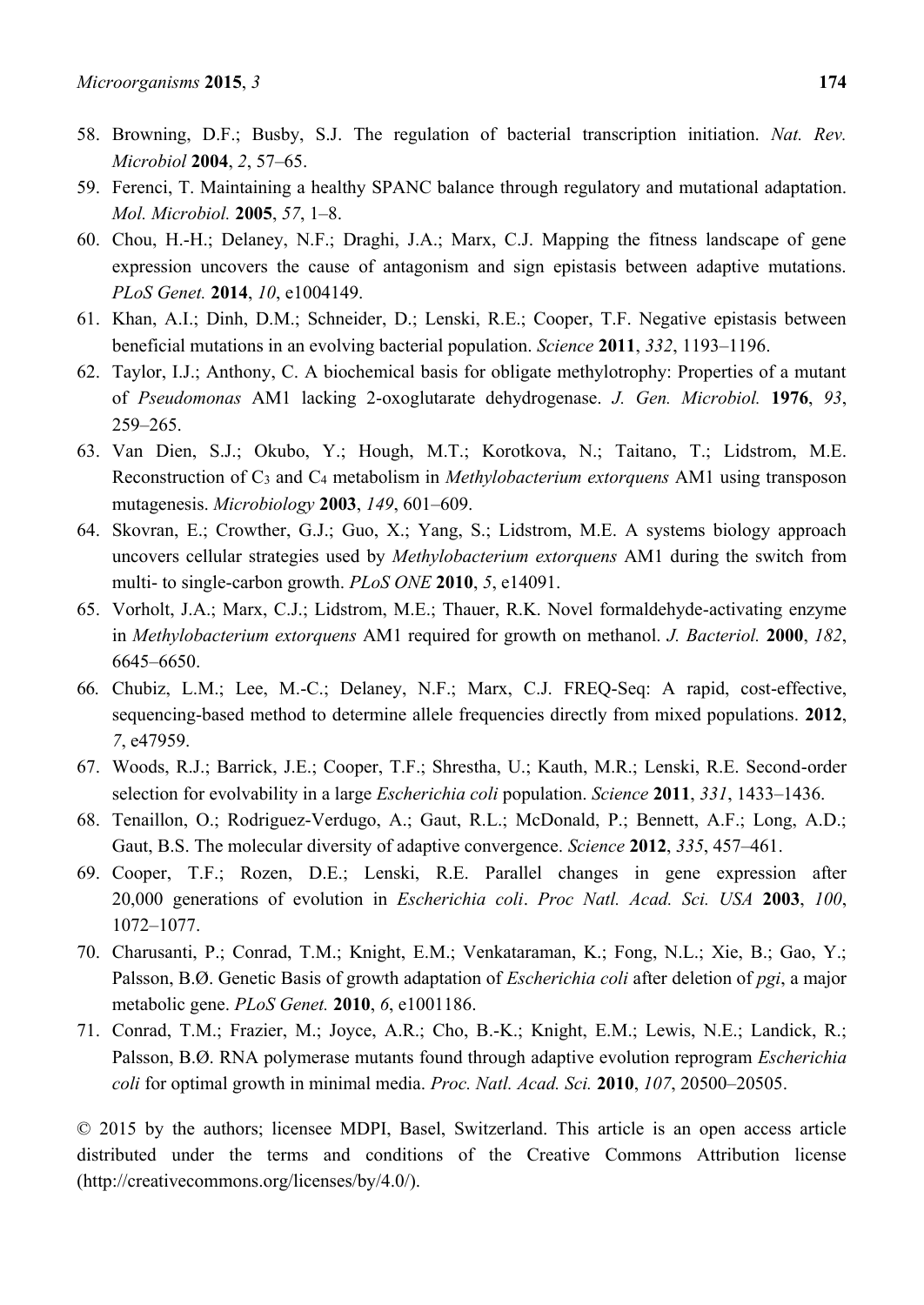58. Browning, D.F.; Busby, S.J. The regulation of bacterial transcription initiation. *Nat. Rev. Microbiol* **2004**, *2*, 57–65.
59. Ferenci, T. Maintaining a healthy SPANC balance through regulatory and mutational adaptation. *Mol. Microbiol.* **2005**, *57*, 1–8.
60. Chou, H.-H.; Delaney, N.F.; Draghi, J.A.; Marx, C.J. Mapping the fitness landscape of gene expression uncovers the cause of antagonism and sign epistasis between adaptive mutations. *PLoS Genet.* **2014**, *10*, e1004149.
61. Khan, A.I.; Dinh, D.M.; Schneider, D.; Lenski, R.E.; Cooper, T.F. Negative epistasis between beneficial mutations in an evolving bacterial population. *Science* **2011**, *332*, 1193–1196.
62. Taylor, I.J.; Anthony, C. A biochemical basis for obligate methylotrophy: Properties of a mutant of *Pseudomonas* AM1 lacking 2-oxoglutarate dehydrogenase. *J. Gen. Microbiol.* **1976**, *93*, 259–265.
63. Van Dien, S.J.; Okubo, Y.; Hough, M.T.; Korotkova, N.; Taitano, T.; Lidstrom, M.E. Reconstruction of $C_3$ and $C_4$ metabolism in *Methylobacterium extorquens* AM1 using transposon mutagenesis. *Microbiology* **2003**, *149*, 601–609.
64. Skovran, E.; Crowther, G.J.; Guo, X.; Yang, S.; Lidstrom, M.E. A systems biology approach uncovers cellular strategies used by *Methylobacterium extorquens* AM1 during the switch from multi- to single-carbon growth. *PLoS ONE* **2010**, *5*, e14091.
65. Vorholt, J.A.; Marx, C.J.; Lidstrom, M.E.; Thauer, R.K. Novel formaldehyde-activating enzyme in *Methylobacterium extorquens* AM1 required for growth on methanol. *J. Bacteriol.* **2000**, *182*, 6645–6650.
66. Chubiz, L.M.; Lee, M.-C.; Delaney, N.F.; Marx, C.J. FREQ-Seq: A rapid, cost-effective, sequencing-based method to determine allele frequencies directly from mixed populations. **2012**, *7*, e47959.
67. Woods, R.J.; Barrick, J.E.; Cooper, T.F.; Shrestha, U.; Kauth, M.R.; Lenski, R.E. Second-order selection for evolvability in a large *Escherichia coli* population. *Science* **2011**, *331*, 1433–1436.
68. Tenaillon, O.; Rodriguez-Verdugo, A.; Gaut, R.L.; McDonald, P.; Bennett, A.F.; Long, A.D.; Gaut, B.S. The molecular diversity of adaptive convergence. *Science* **2012**, *335*, 457–461.
69. Cooper, T.F.; Rozen, D.E.; Lenski, R.E. Parallel changes in gene expression after 20,000 generations of evolution in *Escherichia coli*. *Proc Natl. Acad. Sci. USA* **2003**, *100*, 1072–1077.
70. Charusanti, P.; Conrad, T.M.; Knight, E.M.; Venkataraman, K.; Fong, N.L.; Xie, B.; Gao, Y.; Palsson, B.Ø. Genetic Basis of growth adaptation of *Escherichia coli* after deletion of *pgi*, a major metabolic gene. *PLoS Genet.* **2010**, *6*, e1001186.
71. Conrad, T.M.; Frazier, M.; Joyce, A.R.; Cho, B.-K.; Knight, E.M.; Lewis, N.E.; Landick, R.; Palsson, B.Ø. RNA polymerase mutants found through adaptive evolution reprogram *Escherichia coli* for optimal growth in minimal media. *Proc. Natl. Acad. Sci.* **2010**, *107*, 20500–20505.

© 2015 by the authors; licensee MDPI, Basel, Switzerland. This article is an open access article distributed under the terms and conditions of the Creative Commons Attribution license (http://creativecommons.org/licenses/by/4.0/).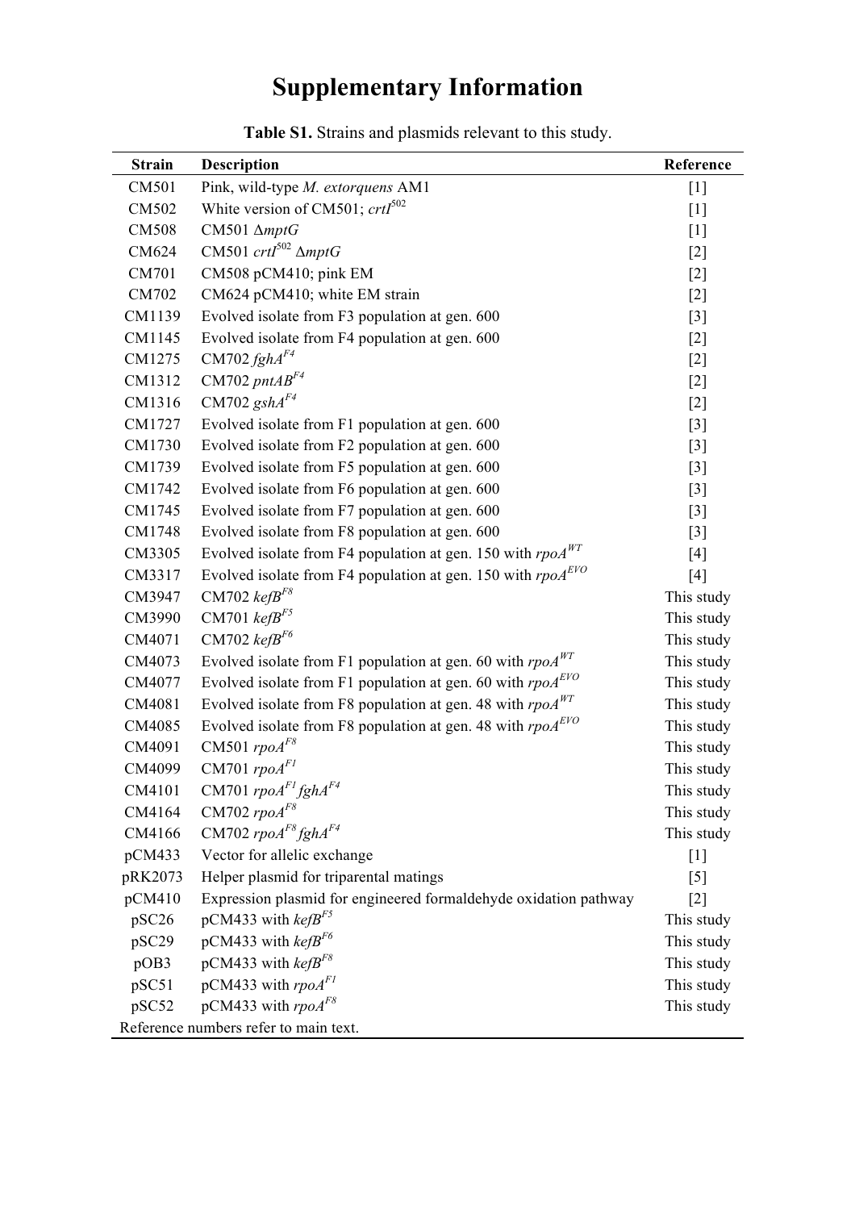# Supplementary Information

**Table S1.** Strains and plasmids relevant to this study.

| Strain | Description | Reference |
|---|---|---|
| CM501 | Pink, wild-type *M. extorquens* AM1 | [1] |
| CM502 | White version of CM501; *crtI*$^{502}$ | [1] |
| CM508 | CM501 Δ*mptG* | [1] |
| CM624 | CM501 *crtI*$^{502}$ Δ*mptG* | [2] |
| CM701 | CM508 pCM410; pink EM | [2] |
| CM702 | CM624 pCM410; white EM strain | [2] |
| CM1139 | Evolved isolate from F3 population at gen. 600 | [3] |
| CM1145 | Evolved isolate from F4 population at gen. 600 | [2] |
| CM1275 | CM702 *fghA*$^{F4}$ | [2] |
| CM1312 | CM702 *pntAB*$^{F4}$ | [2] |
| CM1316 | CM702 *gshA*$^{F4}$ | [2] |
| CM1727 | Evolved isolate from F1 population at gen. 600 | [3] |
| CM1730 | Evolved isolate from F2 population at gen. 600 | [3] |
| CM1739 | Evolved isolate from F5 population at gen. 600 | [3] |
| CM1742 | Evolved isolate from F6 population at gen. 600 | [3] |
| CM1745 | Evolved isolate from F7 population at gen. 600 | [3] |
| CM1748 | Evolved isolate from F8 population at gen. 600 | [3] |
| CM3305 | Evolved isolate from F4 population at gen. 150 with *rpoA*$^{WT}$ | [4] |
| CM3317 | Evolved isolate from F4 population at gen. 150 with *rpoA*$^{EVO}$ | [4] |
| CM3947 | CM702 *kefB*$^{F8}$ | This study |
| CM3990 | CM701 *kefB*$^{F5}$ | This study |
| CM4071 | CM702 *kefB*$^{F6}$ | This study |
| CM4073 | Evolved isolate from F1 population at gen. 60 with *rpoA*$^{WT}$ | This study |
| CM4077 | Evolved isolate from F1 population at gen. 60 with *rpoA*$^{EVO}$ | This study |
| CM4081 | Evolved isolate from F8 population at gen. 48 with *rpoA*$^{WT}$ | This study |
| CM4085 | Evolved isolate from F8 population at gen. 48 with *rpoA*$^{EVO}$ | This study |
| CM4091 | CM501 *rpoA*$^{F8}$ | This study |
| CM4099 | CM701 *rpoA*$^{F1}$ | This study |
| CM4101 | CM701 *rpoA*$^{F1}$ *fghA*$^{F4}$ | This study |
| CM4164 | CM702 *rpoA*$^{F8}$ | This study |
| CM4166 | CM702 *rpoA*$^{F8}$ *fghA*$^{F4}$ | This study |
| pCM433 | Vector for allelic exchange | [1] |
| pRK2073 | Helper plasmid for triparental matings | [5] |
| pCM410 | Expression plasmid for engineered formaldehyde oxidation pathway | [2] |
| pSC26 | pCM433 with *kefB*$^{F5}$ | This study |
| pSC29 | pCM433 with *kefB*$^{F6}$ | This study |
| pOB3 | pCM433 with *kefB*$^{F8}$ | This study |
| pSC51 | pCM433 with *rpoA*$^{F1}$ | This study |
| pSC52 | pCM433 with *rpoA*$^{F8}$ | This study |

Reference numbers refer to main text.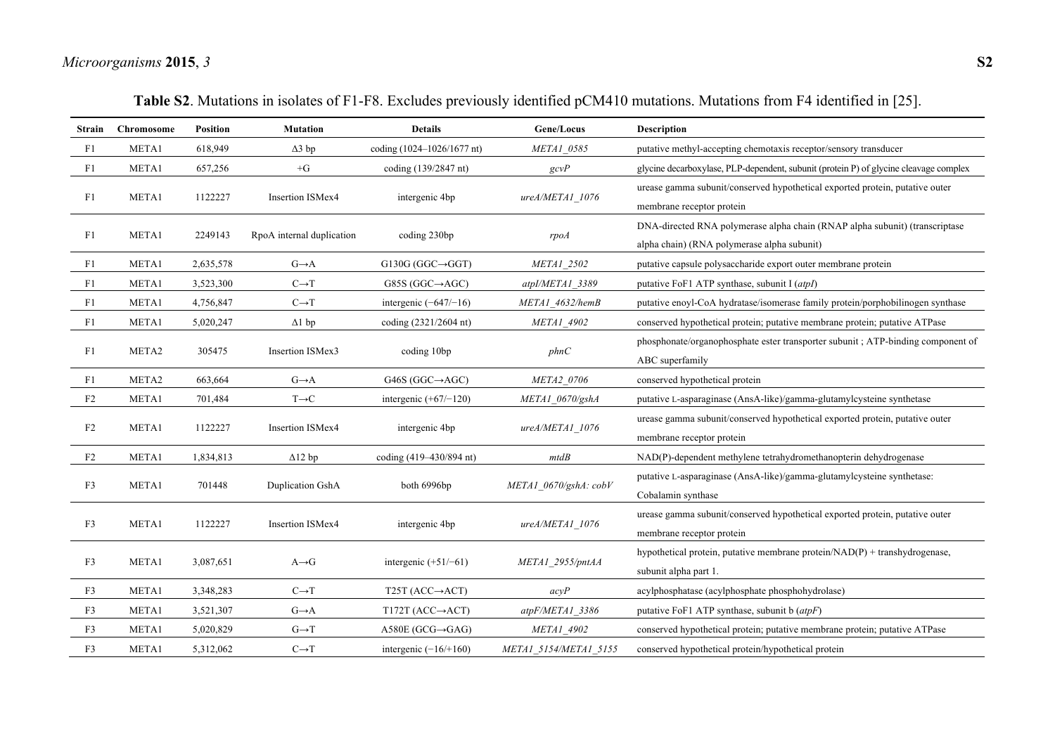**Table S2**. Mutations in isolates of F1-F8. Excludes previously identified pCM410 mutations. Mutations from F4 identified in [25].

| Strain | Chromosome | Position | Mutation | Details | Gene/Locus | Description |
|---|---|---|---|---|---|---|
| F1 | META1 | 618,949 | Δ3 bp | coding (1024–1026/1677 nt) | *META1_0585* | putative methyl-accepting chemotaxis receptor/sensory transducer |
| F1 | META1 | 657,256 | +G | coding (139/2847 nt) | *gcvP* | glycine decarboxylase, PLP-dependent, subunit (protein P) of glycine cleavage complex |
| F1 | META1 | 1122227 | Insertion ISMex4 | intergenic 4bp | *ureA/META1_1076* | urease gamma subunit/conserved hypothetical exported protein, putative outer membrane receptor protein |
| F1 | META1 | 2249143 | RpoA internal duplication | coding 230bp | *rpoA* | DNA-directed RNA polymerase alpha chain (RNAP alpha subunit) (transcriptase alpha chain) (RNA polymerase alpha subunit) |
| F1 | META1 | 2,635,578 | G→A | G130G (GGC→GGT) | *META1_2502* | putative capsule polysaccharide export outer membrane protein |
| F1 | META1 | 3,523,300 | C→T | G85S (GGC→AGC) | *atpI/META1_3389* | putative FoF1 ATP synthase, subunit I (*atpI*) |
| F1 | META1 | 4,756,847 | C→T | intergenic (−647/−16) | *META1_4632/hemB* | putative enoyl-CoA hydratase/isomerase family protein/porphobilinogen synthase |
| F1 | META1 | 5,020,247 | Δ1 bp | coding (2321/2604 nt) | *META1_4902* | conserved hypothetical protein; putative membrane protein; putative ATPase |
| F1 | META2 | 305475 | Insertion ISMex3 | coding 10bp | *phnC* | phosphonate/organophosphate ester transporter subunit ; ATP-binding component of ABC superfamily |
| F1 | META2 | 663,664 | G→A | G46S (GGC→AGC) | *META2_0706* | conserved hypothetical protein |
| F2 | META1 | 701,484 | T→C | intergenic (+67/−120) | *META1_0670/gshA* | putative L-asparaginase (AnsA-like)/gamma-glutamylcysteine synthetase |
| F2 | META1 | 1122227 | Insertion ISMex4 | intergenic 4bp | *ureA/META1_1076* | urease gamma subunit/conserved hypothetical exported protein, putative outer membrane receptor protein |
| F2 | META1 | 1,834,813 | Δ12 bp | coding (419–430/894 nt) | *mtdB* | NAD(P)-dependent methylene tetrahydromethanopterin dehydrogenase |
| F3 | META1 | 701448 | Duplication GshA | both 6996bp | *META1_0670/gshA: cobV* | putative L-asparaginase (AnsA-like)/gamma-glutamylcysteine synthetase: Cobalamin synthase |
| F3 | META1 | 1122227 | Insertion ISMex4 | intergenic 4bp | *ureA/META1_1076* | urease gamma subunit/conserved hypothetical exported protein, putative outer membrane receptor protein |
| F3 | META1 | 3,087,651 | A→G | intergenic (+51/−61) | *META1_2955/pntAA* | hypothetical protein, putative membrane protein/NAD(P) + transhydrogenase, subunit alpha part 1. |
| F3 | META1 | 3,348,283 | C→T | T25T (ACC→ACT) | *acyP* | acylphosphatase (acylphosphate phosphohydrolase) |
| F3 | META1 | 3,521,307 | G→A | T172T (ACC→ACT) | *atpF/META1_3386* | putative FoF1 ATP synthase, subunit b (*atpF*) |
| F3 | META1 | 5,020,829 | G→T | A580E (GCG→GAG) | *META1_4902* | conserved hypothetical protein; putative membrane protein; putative ATPase |
| F3 | META1 | 5,312,062 | C→T | intergenic (−16/+160) | *META1_5154/META1_5155* | conserved hypothetical protein/hypothetical protein |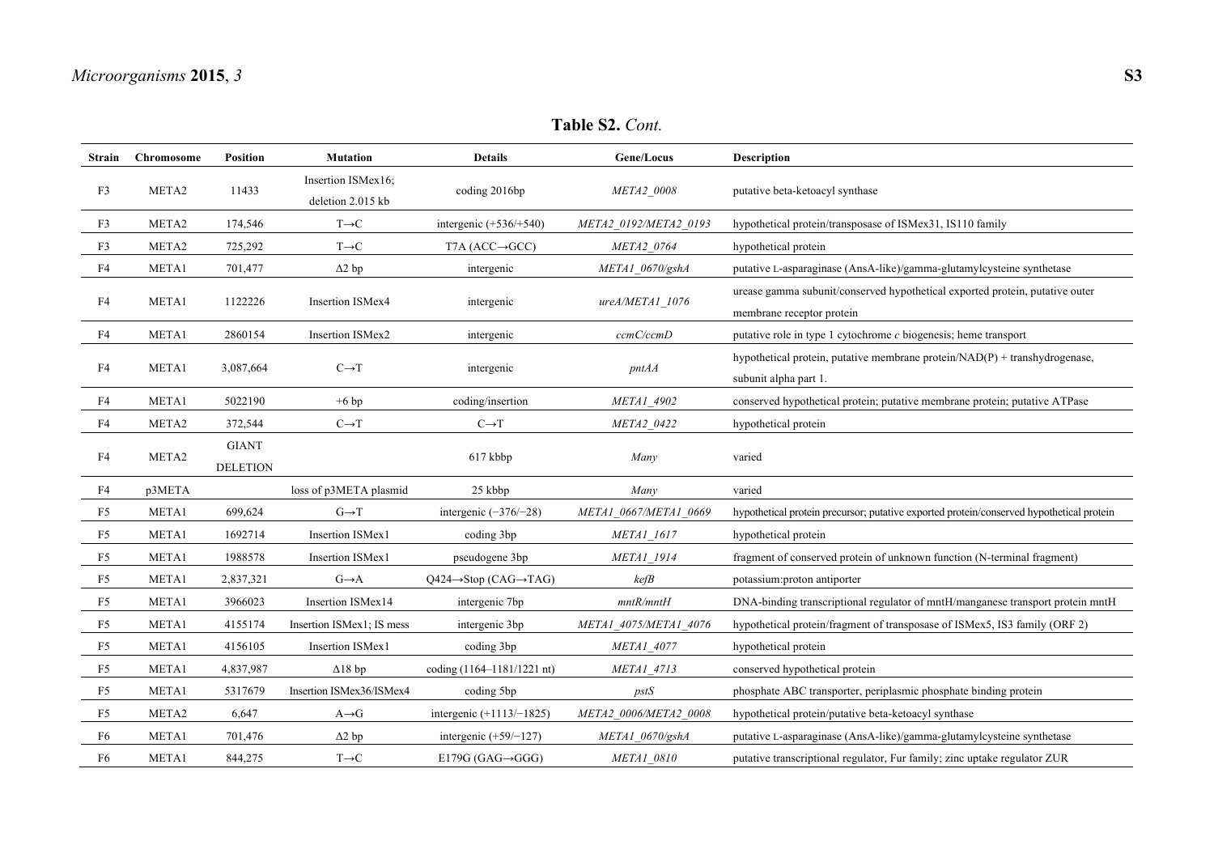**Table S2.** *Cont.*

| Strain | Chromosome | Position | Mutation | Details | Gene/Locus | Description |
|---|---|---|---|---|---|---|
| F3 | META2 | 11433 | Insertion ISMex16; deletion 2.015 kb | coding 2016bp | *META2_0008* | putative beta-ketoacyl synthase |
| F3 | META2 | 174,546 | T→C | intergenic (+536/+540) | *META2_0192/META2_0193* | hypothetical protein/transposase of ISMex31, IS110 family |
| F3 | META2 | 725,292 | T→C | T7A (ACC→GCC) | *META2_0764* | hypothetical protein |
| F4 | META1 | 701,477 | Δ2 bp | intergenic | *META1_0670/gshA* | putative L-asparaginase (AnsA-like)/gamma-glutamylcysteine synthetase |
| F4 | META1 | 1122226 | Insertion ISMex4 | intergenic | *ureA/META1_1076* | urease gamma subunit/conserved hypothetical exported protein, putative outer membrane receptor protein |
| F4 | META1 | 2860154 | Insertion ISMex2 | intergenic | *ccmC/ccmD* | putative role in type 1 cytochrome *c* biogenesis; heme transport |
| F4 | META1 | 3,087,664 | C→T | intergenic | *pntAA* | hypothetical protein, putative membrane protein/NAD(P) + transhydrogenase, subunit alpha part 1. |
| F4 | META1 | 5022190 | +6 bp | coding/insertion | *META1_4902* | conserved hypothetical protein; putative membrane protein; putative ATPase |
| F4 | META2 | 372,544 | C→T | C→T | *META2_0422* | hypothetical protein |
| F4 | META2 | GIANT DELETION | | 617 kbbp | *Many* | varied |
| F4 | p3META | | loss of p3META plasmid | 25 kbbp | *Many* | varied |
| F5 | META1 | 699,624 | G→T | intergenic (−376/−28) | *META1_0667/META1_0669* | hypothetical protein precursor; putative exported protein/conserved hypothetical protein |
| F5 | META1 | 1692714 | Insertion ISMex1 | coding 3bp | *META1_1617* | hypothetical protein |
| F5 | META1 | 1988578 | Insertion ISMex1 | pseudogene 3bp | *META1_1914* | fragment of conserved protein of unknown function (N-terminal fragment) |
| F5 | META1 | 2,837,321 | G→A | Q424→Stop (CAG→TAG) | *kefB* | potassium:proton antiporter |
| F5 | META1 | 3966023 | Insertion ISMex14 | intergenic 7bp | *mntR/mntH* | DNA-binding transcriptional regulator of mntH/manganese transport protein mntH |
| F5 | META1 | 4155174 | Insertion ISMex1; IS mess | intergenic 3bp | *META1_4075/META1_4076* | hypothetical protein/fragment of transposase of ISMex5, IS3 family (ORF 2) |
| F5 | META1 | 4156105 | Insertion ISMex1 | coding 3bp | *META1_4077* | hypothetical protein |
| F5 | META1 | 4,837,987 | Δ18 bp | coding (1164–1181/1221 nt) | *META1_4713* | conserved hypothetical protein |
| F5 | META1 | 5317679 | Insertion ISMex36/ISMex4 | coding 5bp | *pstS* | phosphate ABC transporter, periplasmic phosphate binding protein |
| F5 | META2 | 6,647 | A→G | intergenic (+1113/−1825) | *META2_0006/META2_0008* | hypothetical protein/putative beta-ketoacyl synthase |
| F6 | META1 | 701,476 | Δ2 bp | intergenic (+59/−127) | *META1_0670/gshA* | putative L-asparaginase (AnsA-like)/gamma-glutamylcysteine synthetase |
| F6 | META1 | 844,275 | T→C | E179G (GAG→GGG) | *META1_0810* | putative transcriptional regulator, Fur family; zinc uptake regulator ZUR |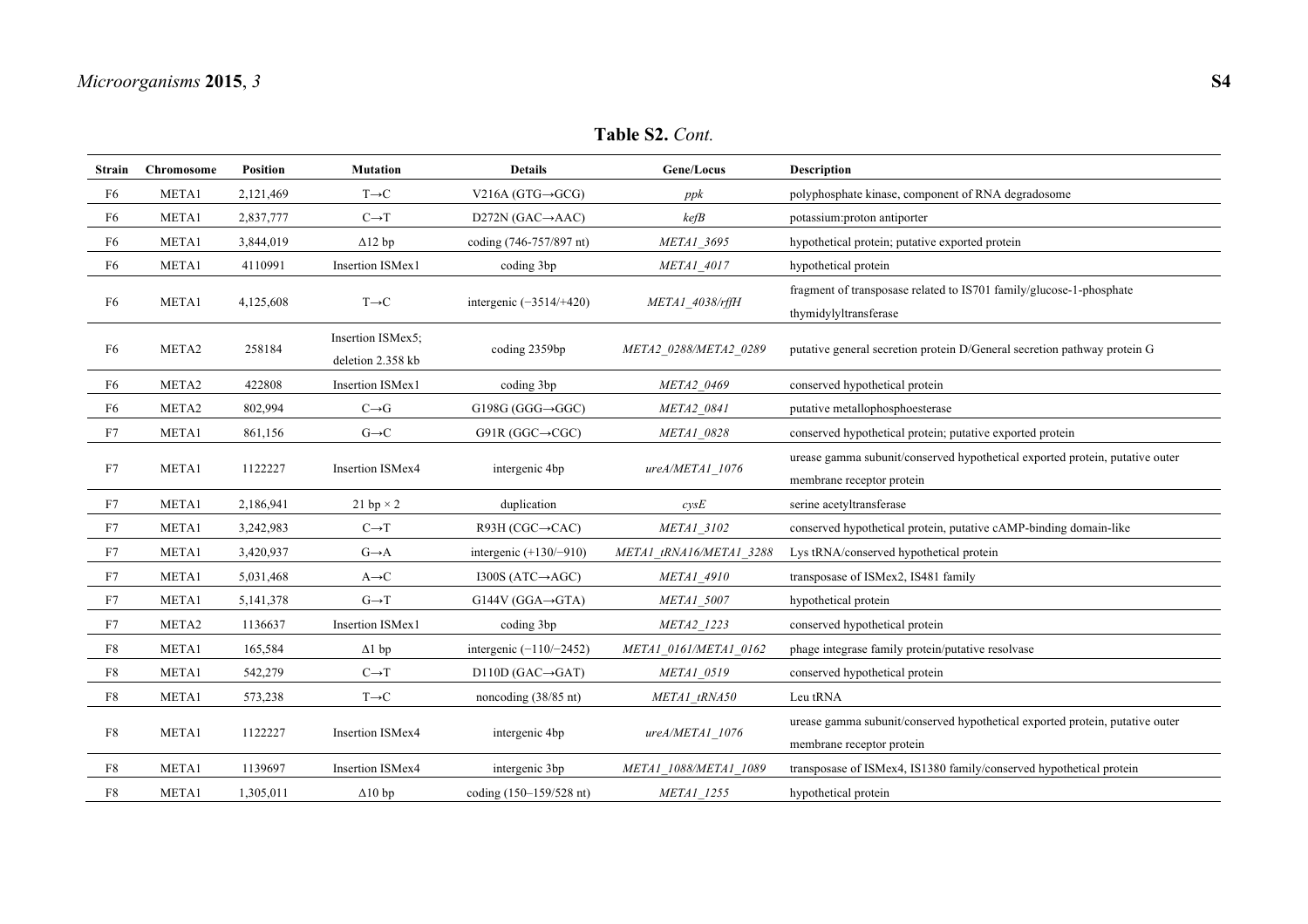**Table S2.** *Cont.*

| Strain | Chromosome | Position | Mutation | Details | Gene/Locus | Description |
|---|---|---|---|---|---|---|
| F6 | META1 | 2,121,469 | T→C | V216A (GTG→GCG) | *ppk* | polyphosphate kinase, component of RNA degradosome |
| F6 | META1 | 2,837,777 | C→T | D272N (GAC→AAC) | *kefB* | potassium:proton antiporter |
| F6 | META1 | 3,844,019 | Δ12 bp | coding (746-757/897 nt) | *META1_3695* | hypothetical protein; putative exported protein |
| F6 | META1 | 4110991 | Insertion ISMex1 | coding 3bp | *META1_4017* | hypothetical protein |
| F6 | META1 | 4,125,608 | T→C | intergenic (−3514/+420) | *META1_4038/rffH* | fragment of transposase related to IS701 family/glucose-1-phosphate thymidylyltransferase |
| F6 | META2 | 258184 | Insertion ISMex5; deletion 2.358 kb | coding 2359bp | *META2_0288/META2_0289* | putative general secretion protein D/General secretion pathway protein G |
| F6 | META2 | 422808 | Insertion ISMex1 | coding 3bp | *META2_0469* | conserved hypothetical protein |
| F6 | META2 | 802,994 | C→G | G198G (GGG→GGC) | *META2_0841* | putative metallophosphoesterase |
| F7 | META1 | 861,156 | G→C | G91R (GGC→CGC) | *META1_0828* | conserved hypothetical protein; putative exported protein |
| F7 | META1 | 1122227 | Insertion ISMex4 | intergenic 4bp | *ureA/META1_1076* | urease gamma subunit/conserved hypothetical exported protein, putative outer membrane receptor protein |
| F7 | META1 | 2,186,941 | 21 bp × 2 | duplication | *cysE* | serine acetyltransferase |
| F7 | META1 | 3,242,983 | C→T | R93H (CGC→CAC) | *META1_3102* | conserved hypothetical protein, putative cAMP-binding domain-like |
| F7 | META1 | 3,420,937 | G→A | intergenic (+130/−910) | *META1_tRNA16/META1_3288* | Lys tRNA/conserved hypothetical protein |
| F7 | META1 | 5,031,468 | A→C | I300S (ATC→AGC) | *META1_4910* | transposase of ISMex2, IS481 family |
| F7 | META1 | 5,141,378 | G→T | G144V (GGA→GTA) | *META1_5007* | hypothetical protein |
| F7 | META2 | 1136637 | Insertion ISMex1 | coding 3bp | *META2_1223* | conserved hypothetical protein |
| F8 | META1 | 165,584 | Δ1 bp | intergenic (−110/−2452) | *META1_0161/META1_0162* | phage integrase family protein/putative resolvase |
| F8 | META1 | 542,279 | C→T | D110D (GAC→GAT) | *META1_0519* | conserved hypothetical protein |
| F8 | META1 | 573,238 | T→C | noncoding (38/85 nt) | *META1_tRNA50* | Leu tRNA |
| F8 | META1 | 1122227 | Insertion ISMex4 | intergenic 4bp | *ureA/META1_1076* | urease gamma subunit/conserved hypothetical exported protein, putative outer membrane receptor protein |
| F8 | META1 | 1139697 | Insertion ISMex4 | intergenic 3bp | *META1_1088/META1_1089* | transposase of ISMex4, IS1380 family/conserved hypothetical protein |
| F8 | META1 | 1,305,011 | Δ10 bp | coding (150–159/528 nt) | *META1_1255* | hypothetical protein |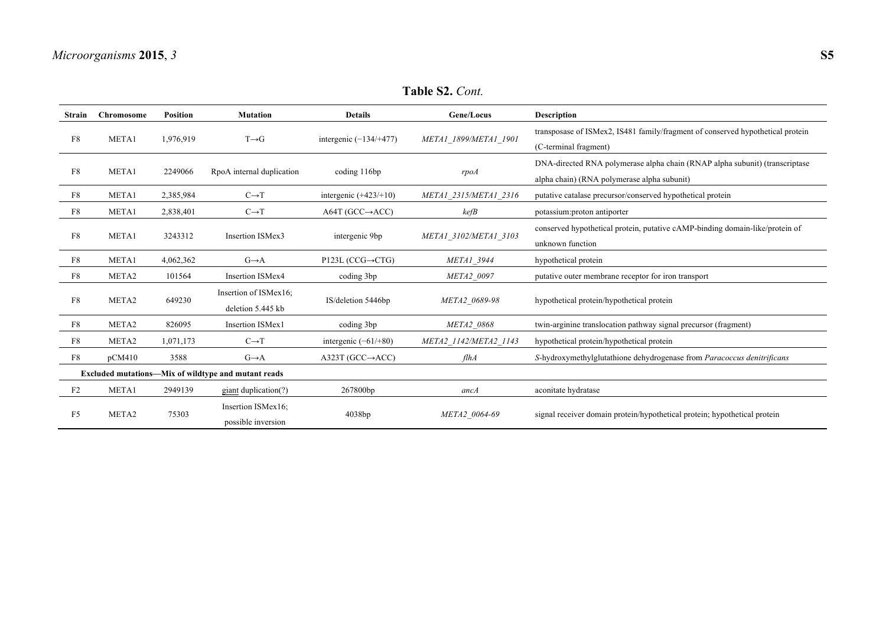**Table S2.** *Cont.*

| Strain | Chromosome | Position | Mutation | Details | Gene/Locus | Description |
|---|---|---|---|---|---|---|
| F8 | META1 | 1,976,919 | T→G | intergenic (−134/+477) | *META1_1899/META1_1901* | transposase of ISMex2, IS481 family/fragment of conserved hypothetical protein (C-terminal fragment) |
| F8 | META1 | 2249066 | RpoA internal duplication | coding 116bp | *rpoA* | DNA-directed RNA polymerase alpha chain (RNAP alpha subunit) (transcriptase alpha chain) (RNA polymerase alpha subunit) |
| F8 | META1 | 2,385,984 | C→T | intergenic (+423/+10) | *META1_2315/META1_2316* | putative catalase precursor/conserved hypothetical protein |
| F8 | META1 | 2,838,401 | C→T | A64T (GCC→ACC) | *kefB* | potassium:proton antiporter |
| F8 | META1 | 3243312 | Insertion ISMex3 | intergenic 9bp | *META1_3102/META1_3103* | conserved hypothetical protein, putative cAMP-binding domain-like/protein of unknown function |
| F8 | META1 | 4,062,362 | G→A | P123L (CCG→CTG) | *META1_3944* | hypothetical protein |
| F8 | META2 | 101564 | Insertion ISMex4 | coding 3bp | *META2_0097* | putative outer membrane receptor for iron transport |
| F8 | META2 | 649230 | Insertion of ISMex16; deletion 5.445 kb | IS/deletion 5446bp | *META2_0689-98* | hypothetical protein/hypothetical protein |
| F8 | META2 | 826095 | Insertion ISMex1 | coding 3bp | *META2_0868* | twin-arginine translocation pathway signal precursor (fragment) |
| F8 | META2 | 1,071,173 | C→T | intergenic (−61/+80) | *META2_1142/META2_1143* | hypothetical protein/hypothetical protein |
| F8 | pCM410 | 3588 | G→A | A323T (GCC→ACC) | *flhA* | *S*-hydroxymethylglutathione dehydrogenase from *Paracoccus denitrificans* |
| **Excluded mutations—Mix of wildtype and mutant reads** | | | | | | |
| F2 | META1 | 2949139 | giant duplication(?) | 267800bp | *ancA* | aconitate hydratase |
| F5 | META2 | 75303 | Insertion ISMex16; possible inversion | 4038bp | *META2_0064-69* | signal receiver domain protein/hypothetical protein; hypothetical protein |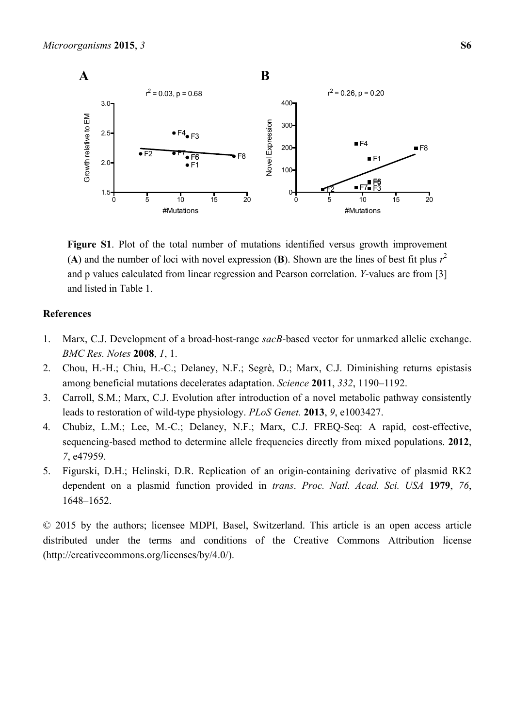**A**

$r^2$ = 0.03, p = 0.68

Growth relative to EM

3.0
2.5
2.0
1.5

0 5 10 15 20

#Mutations

F4 F3 F2 F7 F6 F8 F1

**B**

$r^2$ = 0.26, p = 0.20

Novel Expression

400
300
200
100
0

0 5 10 15 20

#Mutations

F4 F8 F1 F6 F5 F2 F7 F3

**Figure S1**. Plot of the total number of mutations identified versus growth improvement (**A**) and the number of loci with novel expression (**B**). Shown are the lines of best fit plus $r^2$ and p values calculated from linear regression and Pearson correlation. *Y*-values are from [3] and listed in Table 1.

## References

1. Marx, C.J. Development of a broad-host-range *sacB*-based vector for unmarked allelic exchange. *BMC Res. Notes* **2008**, *1*, 1.
2. Chou, H.-H.; Chiu, H.-C.; Delaney, N.F.; Segrè, D.; Marx, C.J. Diminishing returns epistasis among beneficial mutations decelerates adaptation. *Science* **2011**, *332*, 1190–1192.
3. Carroll, S.M.; Marx, C.J. Evolution after introduction of a novel metabolic pathway consistently leads to restoration of wild-type physiology. *PLoS Genet.* **2013**, *9*, e1003427.
4. Chubiz, L.M.; Lee, M.-C.; Delaney, N.F.; Marx, C.J. FREQ-Seq: A rapid, cost-effective, sequencing-based method to determine allele frequencies directly from mixed populations. **2012**, *7*, e47959.
5. Figurski, D.H.; Helinski, D.R. Replication of an origin-containing derivative of plasmid RK2 dependent on a plasmid function provided in *trans*. *Proc. Natl. Acad. Sci. USA* **1979**, *76*, 1648–1652.

© 2015 by the authors; licensee MDPI, Basel, Switzerland. This article is an open access article distributed under the terms and conditions of the Creative Commons Attribution license (http://creativecommons.org/licenses/by/4.0/).